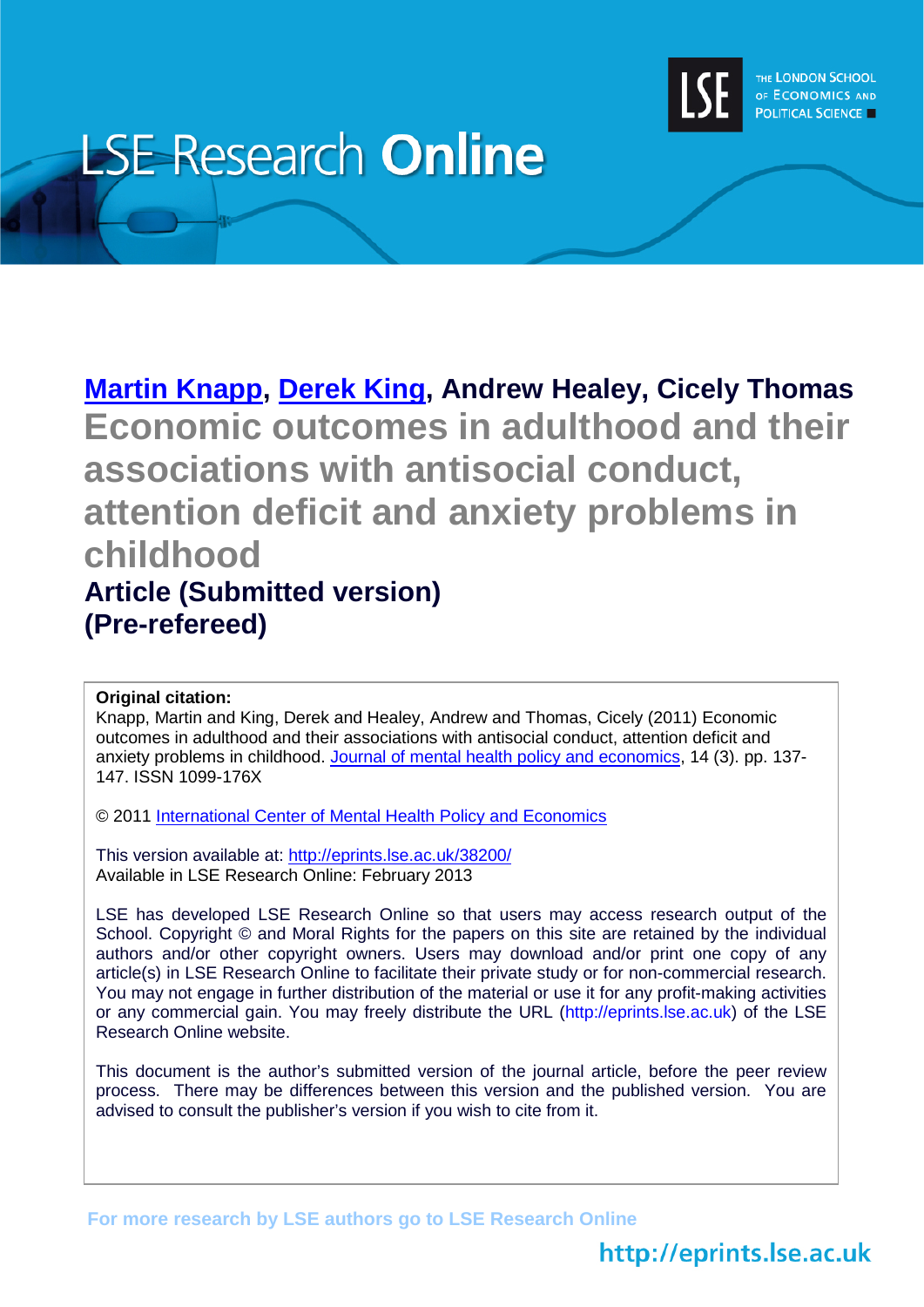LSE Research **Online**

THE LONDON SCHOOL OF ECONOMICS AND POLITICAL SCIENCE

**[Martin Knapp](), [Derek King](), Andrew Healey, Cicely Thomas**

# Economic outcomes in adulthood and their associations with antisocial conduct, attention deficit and anxiety problems in childhood

## Article (Submitted version)
## (Pre-refereed)

**Original citation:**
Knapp, Martin and King, Derek and Healey, Andrew and Thomas, Cicely (2011) Economic outcomes in adulthood and their associations with antisocial conduct, attention deficit and anxiety problems in childhood. [Journal of mental health policy and economics](), 14 (3). pp. 137-147. ISSN 1099-176X

© 2011 [International Center of Mental Health Policy and Economics]()

This version available at: http://eprints.lse.ac.uk/38200/
Available in LSE Research Online: February 2013

LSE has developed LSE Research Online so that users may access research output of the School. Copyright © and Moral Rights for the papers on this site are retained by the individual authors and/or other copyright owners. Users may download and/or print one copy of any article(s) in LSE Research Online to facilitate their private study or for non-commercial research. You may not engage in further distribution of the material or use it for any profit-making activities or any commercial gain. You may freely distribute the URL (http://eprints.lse.ac.uk) of the LSE Research Online website.

This document is the author's submitted version of the journal article, before the peer review process. There may be differences between this version and the published version. You are advised to consult the publisher's version if you wish to cite from it.

For more research by LSE authors go to LSE Research Online

http://eprints.lse.ac.uk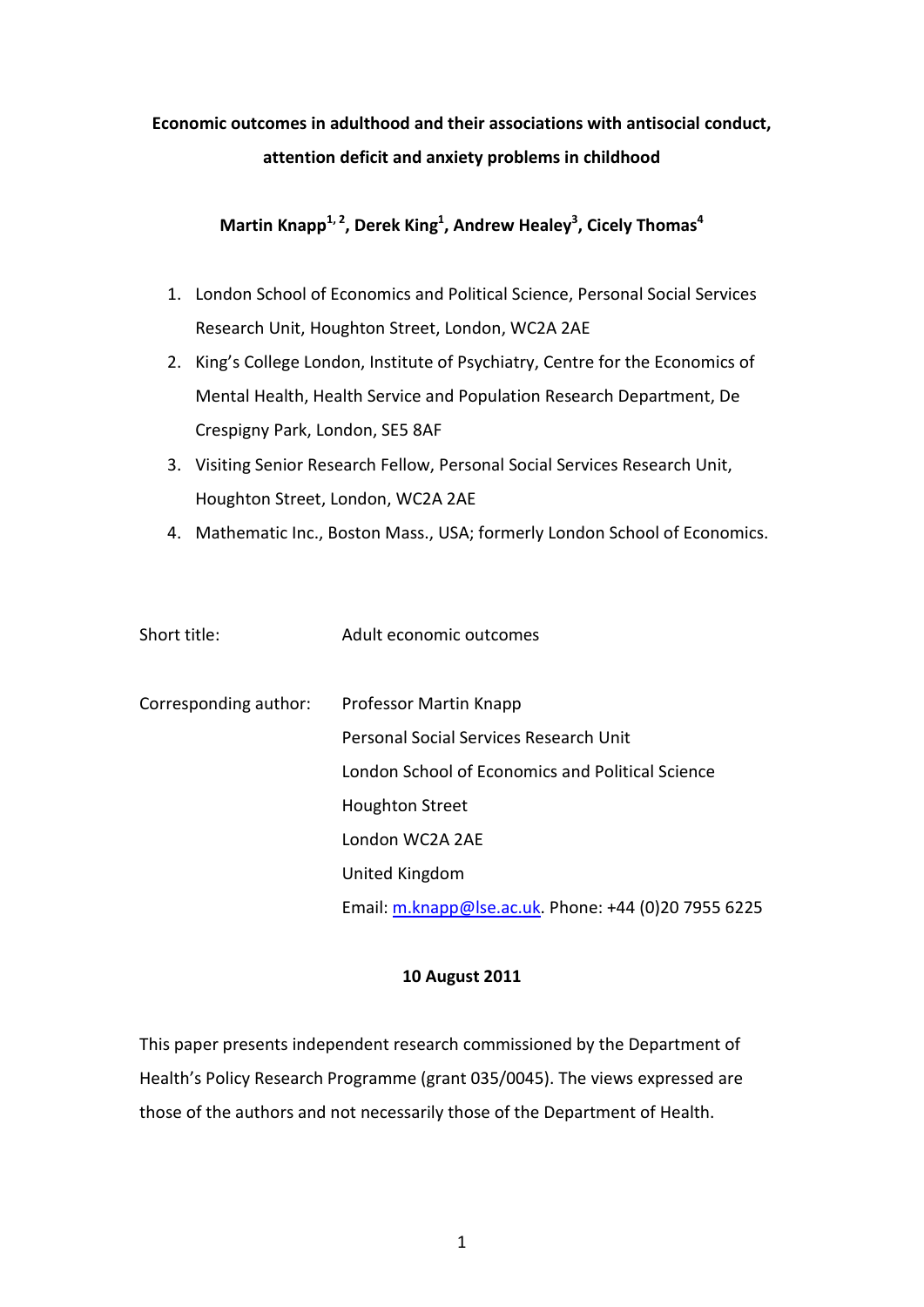**Economic outcomes in adulthood and their associations with antisocial conduct, attention deficit and anxiety problems in childhood**

**Martin Knapp[1, 2], Derek King[1], Andrew Healey[3], Cicely Thomas[4]**

1. London School of Economics and Political Science, Personal Social Services Research Unit, Houghton Street, London, WC2A 2AE
2. King's College London, Institute of Psychiatry, Centre for the Economics of Mental Health, Health Service and Population Research Department, De Crespigny Park, London, SE5 8AF
3. Visiting Senior Research Fellow, Personal Social Services Research Unit, Houghton Street, London, WC2A 2AE
4. Mathematic Inc., Boston Mass., USA; formerly London School of Economics.

Short title: Adult economic outcomes

Corresponding author: Professor Martin Knapp
Personal Social Services Research Unit
London School of Economics and Political Science
Houghton Street
London WC2A 2AE
United Kingdom
Email: m.knapp@lse.ac.uk. Phone: +44 (0)20 7955 6225

**10 August 2011**

This paper presents independent research commissioned by the Department of Health's Policy Research Programme (grant 035/0045). The views expressed are those of the authors and not necessarily those of the Department of Health.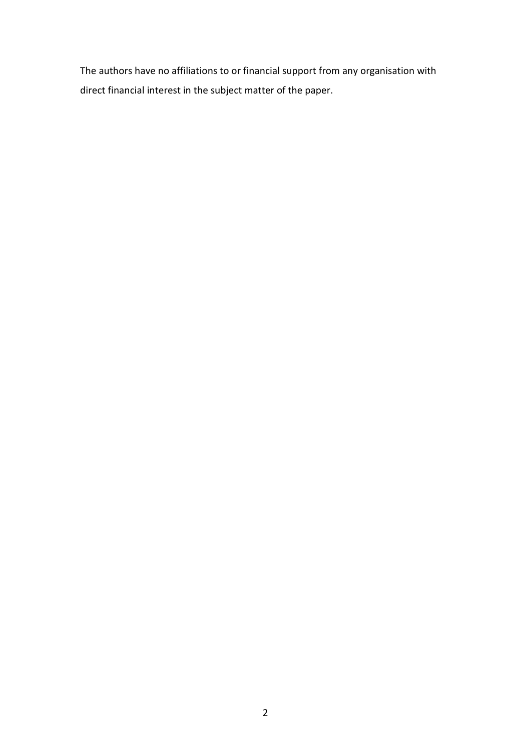The authors have no affiliations to or financial support from any organisation with direct financial interest in the subject matter of the paper.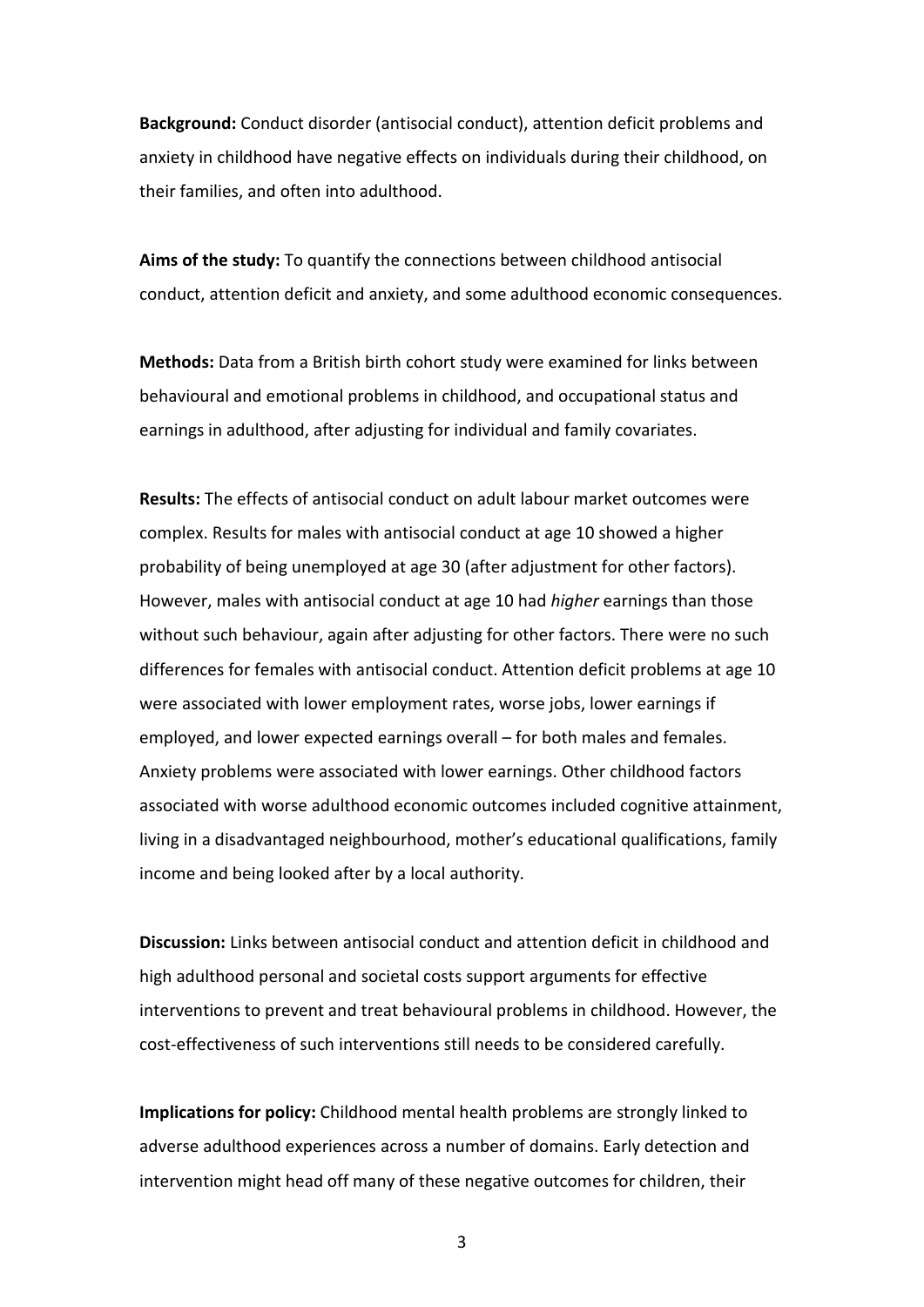**Background:** Conduct disorder (antisocial conduct), attention deficit problems and anxiety in childhood have negative effects on individuals during their childhood, on their families, and often into adulthood.

**Aims of the study:** To quantify the connections between childhood antisocial conduct, attention deficit and anxiety, and some adulthood economic consequences.

**Methods:** Data from a British birth cohort study were examined for links between behavioural and emotional problems in childhood, and occupational status and earnings in adulthood, after adjusting for individual and family covariates.

**Results:** The effects of antisocial conduct on adult labour market outcomes were complex. Results for males with antisocial conduct at age 10 showed a higher probability of being unemployed at age 30 (after adjustment for other factors). However, males with antisocial conduct at age 10 had *higher* earnings than those without such behaviour, again after adjusting for other factors. There were no such differences for females with antisocial conduct. Attention deficit problems at age 10 were associated with lower employment rates, worse jobs, lower earnings if employed, and lower expected earnings overall – for both males and females. Anxiety problems were associated with lower earnings. Other childhood factors associated with worse adulthood economic outcomes included cognitive attainment, living in a disadvantaged neighbourhood, mother's educational qualifications, family income and being looked after by a local authority.

**Discussion:** Links between antisocial conduct and attention deficit in childhood and high adulthood personal and societal costs support arguments for effective interventions to prevent and treat behavioural problems in childhood. However, the cost-effectiveness of such interventions still needs to be considered carefully.

**Implications for policy:** Childhood mental health problems are strongly linked to adverse adulthood experiences across a number of domains. Early detection and intervention might head off many of these negative outcomes for children, their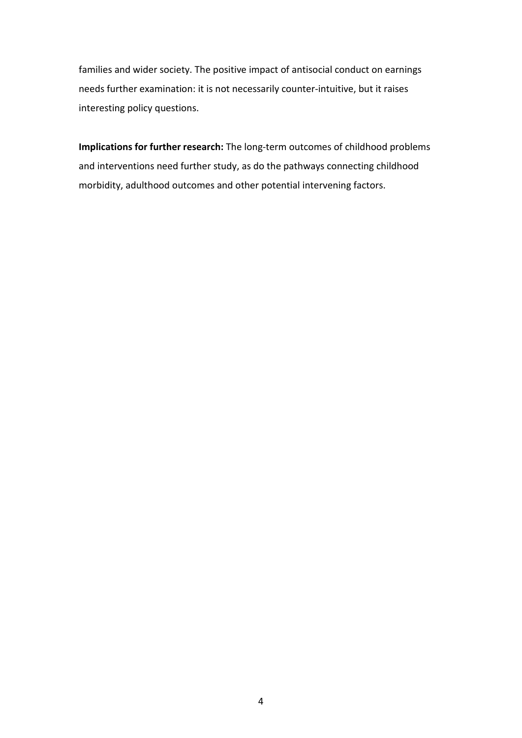families and wider society. The positive impact of antisocial conduct on earnings needs further examination: it is not necessarily counter-intuitive, but it raises interesting policy questions.

**Implications for further research:** The long-term outcomes of childhood problems and interventions need further study, as do the pathways connecting childhood morbidity, adulthood outcomes and other potential intervening factors.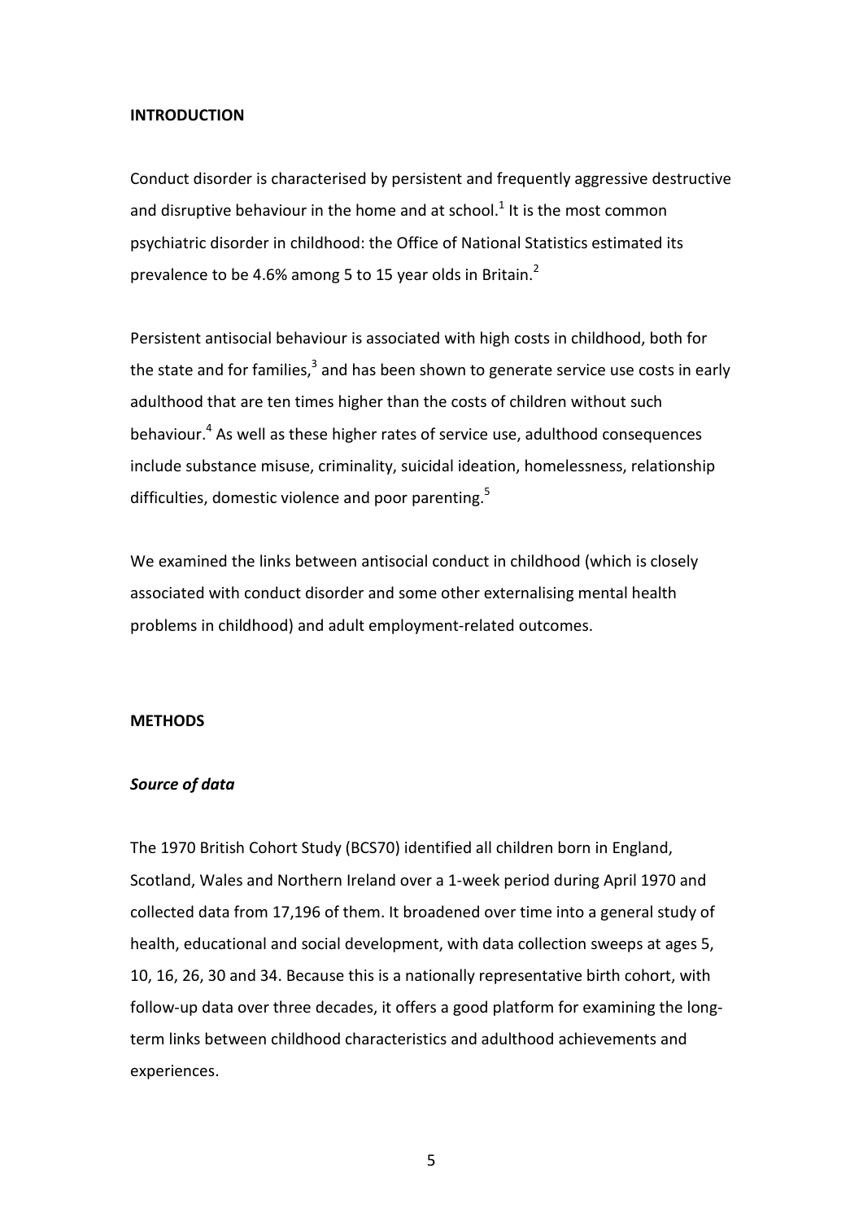## INTRODUCTION

Conduct disorder is characterised by persistent and frequently aggressive destructive and disruptive behaviour in the home and at school.[1] It is the most common psychiatric disorder in childhood: the Office of National Statistics estimated its prevalence to be 4.6% among 5 to 15 year olds in Britain.[2]

Persistent antisocial behaviour is associated with high costs in childhood, both for the state and for families,[3] and has been shown to generate service use costs in early adulthood that are ten times higher than the costs of children without such behaviour.[4] As well as these higher rates of service use, adulthood consequences include substance misuse, criminality, suicidal ideation, homelessness, relationship difficulties, domestic violence and poor parenting.[5]

We examined the links between antisocial conduct in childhood (which is closely associated with conduct disorder and some other externalising mental health problems in childhood) and adult employment-related outcomes.

## METHODS

### *Source of data*

The 1970 British Cohort Study (BCS70) identified all children born in England, Scotland, Wales and Northern Ireland over a 1-week period during April 1970 and collected data from 17,196 of them. It broadened over time into a general study of health, educational and social development, with data collection sweeps at ages 5, 10, 16, 26, 30 and 34. Because this is a nationally representative birth cohort, with follow-up data over three decades, it offers a good platform for examining the long-term links between childhood characteristics and adulthood achievements and experiences.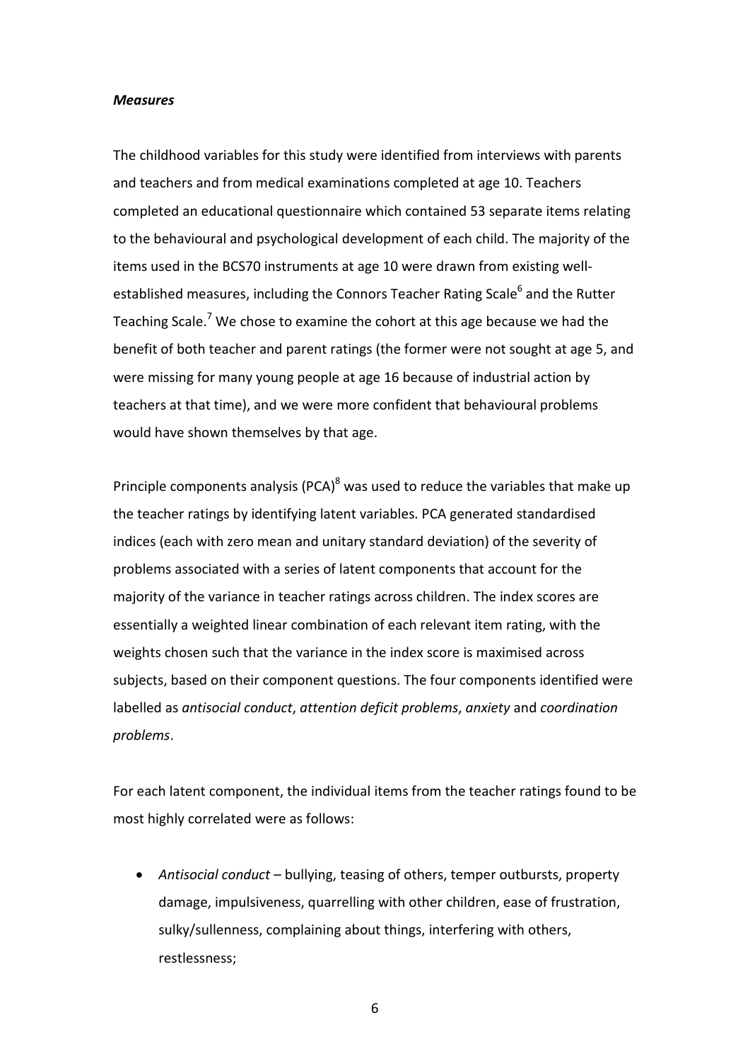***Measures***

The childhood variables for this study were identified from interviews with parents and teachers and from medical examinations completed at age 10. Teachers completed an educational questionnaire which contained 53 separate items relating to the behavioural and psychological development of each child. The majority of the items used in the BCS70 instruments at age 10 were drawn from existing well-established measures, including the Connors Teacher Rating Scale[6] and the Rutter Teaching Scale.[7] We chose to examine the cohort at this age because we had the benefit of both teacher and parent ratings (the former were not sought at age 5, and were missing for many young people at age 16 because of industrial action by teachers at that time), and we were more confident that behavioural problems would have shown themselves by that age.

Principle components analysis (PCA)[8] was used to reduce the variables that make up the teacher ratings by identifying latent variables. PCA generated standardised indices (each with zero mean and unitary standard deviation) of the severity of problems associated with a series of latent components that account for the majority of the variance in teacher ratings across children. The index scores are essentially a weighted linear combination of each relevant item rating, with the weights chosen such that the variance in the index score is maximised across subjects, based on their component questions. The four components identified were labelled as *antisocial conduct*, *attention deficit problems*, *anxiety* and *coordination problems*.

For each latent component, the individual items from the teacher ratings found to be most highly correlated were as follows:

- *Antisocial conduct* – bullying, teasing of others, temper outbursts, property damage, impulsiveness, quarrelling with other children, ease of frustration, sulky/sullenness, complaining about things, interfering with others, restlessness;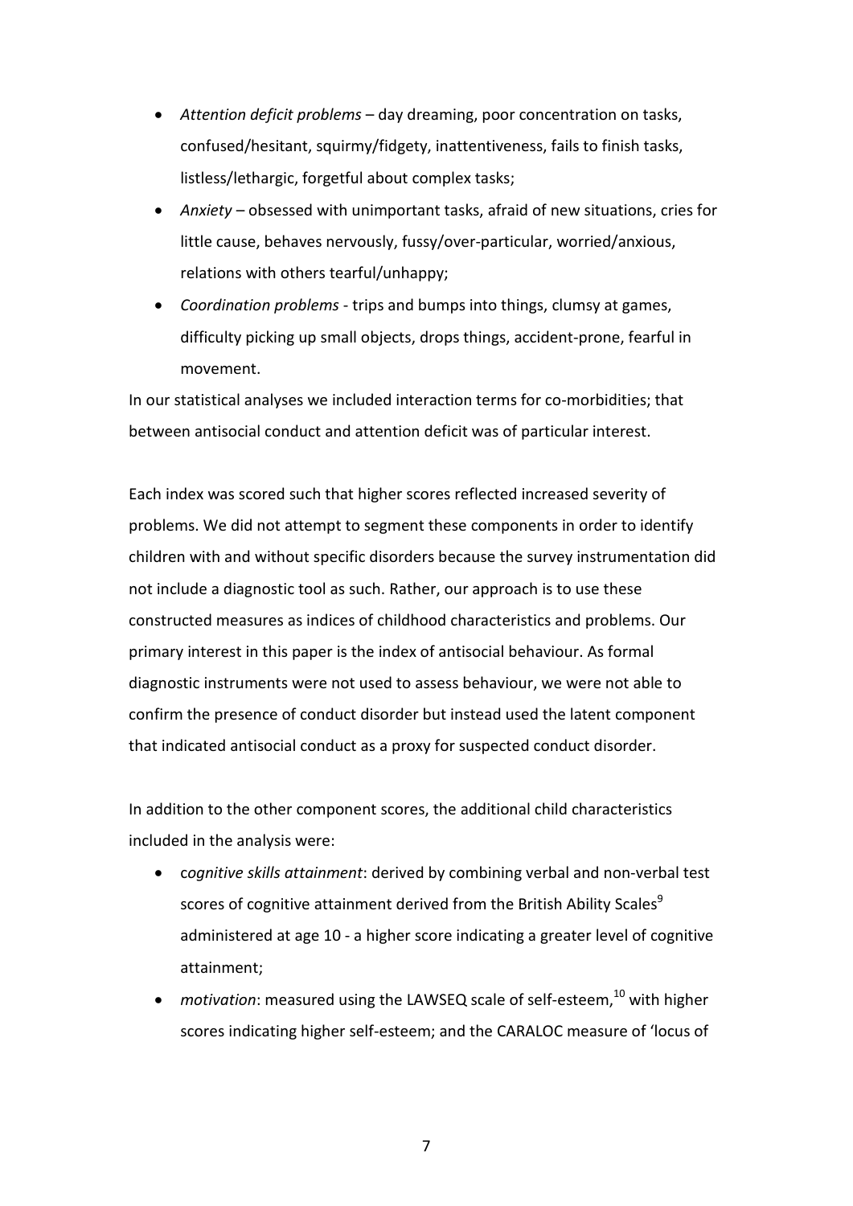- *Attention deficit problems* – day dreaming, poor concentration on tasks, confused/hesitant, squirmy/fidgety, inattentiveness, fails to finish tasks, listless/lethargic, forgetful about complex tasks;
- *Anxiety* – obsessed with unimportant tasks, afraid of new situations, cries for little cause, behaves nervously, fussy/over-particular, worried/anxious, relations with others tearful/unhappy;
- *Coordination problems* - trips and bumps into things, clumsy at games, difficulty picking up small objects, drops things, accident-prone, fearful in movement.

In our statistical analyses we included interaction terms for co-morbidities; that between antisocial conduct and attention deficit was of particular interest.

Each index was scored such that higher scores reflected increased severity of problems. We did not attempt to segment these components in order to identify children with and without specific disorders because the survey instrumentation did not include a diagnostic tool as such. Rather, our approach is to use these constructed measures as indices of childhood characteristics and problems. Our primary interest in this paper is the index of antisocial behaviour. As formal diagnostic instruments were not used to assess behaviour, we were not able to confirm the presence of conduct disorder but instead used the latent component that indicated antisocial conduct as a proxy for suspected conduct disorder.

In addition to the other component scores, the additional child characteristics included in the analysis were:

- c*ognitive skills attainment*: derived by combining verbal and non-verbal test scores of cognitive attainment derived from the British Ability Scales[9] administered at age 10 - a higher score indicating a greater level of cognitive attainment;
- *motivation*: measured using the LAWSEQ scale of self-esteem,[10] with higher scores indicating higher self-esteem; and the CARALOC measure of 'locus of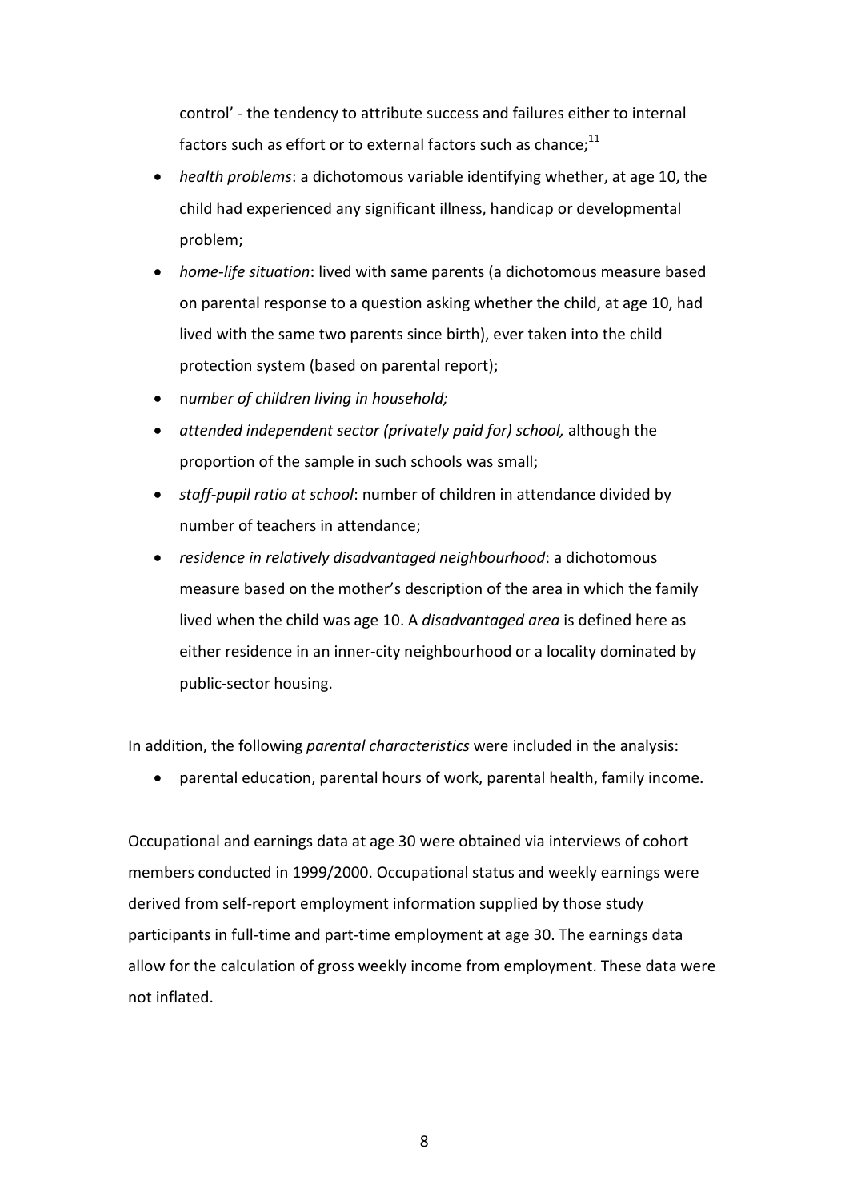control' - the tendency to attribute success and failures either to internal factors such as effort or to external factors such as chance;[11]

- *health problems*: a dichotomous variable identifying whether, at age 10, the child had experienced any significant illness, handicap or developmental problem;
- *home-life situation*: lived with same parents (a dichotomous measure based on parental response to a question asking whether the child, at age 10, had lived with the same two parents since birth), ever taken into the child protection system (based on parental report);
- n*umber of children living in household;*
- *attended independent sector (privately paid for) school,* although the proportion of the sample in such schools was small;
- *staff-pupil ratio at school*: number of children in attendance divided by number of teachers in attendance;
- *residence in relatively disadvantaged neighbourhood*: a dichotomous measure based on the mother's description of the area in which the family lived when the child was age 10. A *disadvantaged area* is defined here as either residence in an inner-city neighbourhood or a locality dominated by public-sector housing.

In addition, the following *parental characteristics* were included in the analysis:

- parental education, parental hours of work, parental health, family income.

Occupational and earnings data at age 30 were obtained via interviews of cohort members conducted in 1999/2000. Occupational status and weekly earnings were derived from self-report employment information supplied by those study participants in full-time and part-time employment at age 30. The earnings data allow for the calculation of gross weekly income from employment. These data were not inflated.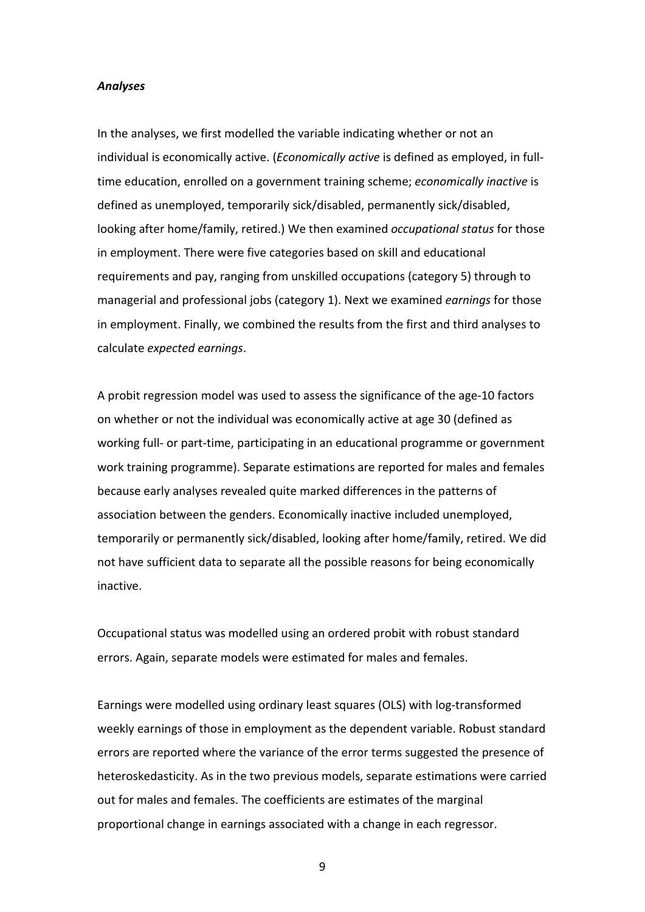### *Analyses*

In the analyses, we first modelled the variable indicating whether or not an individual is economically active. (*Economically active* is defined as employed, in full-time education, enrolled on a government training scheme; *economically inactive* is defined as unemployed, temporarily sick/disabled, permanently sick/disabled, looking after home/family, retired.) We then examined *occupational status* for those in employment. There were five categories based on skill and educational requirements and pay, ranging from unskilled occupations (category 5) through to managerial and professional jobs (category 1). Next we examined *earnings* for those in employment. Finally, we combined the results from the first and third analyses to calculate *expected earnings*.

A probit regression model was used to assess the significance of the age-10 factors on whether or not the individual was economically active at age 30 (defined as working full- or part-time, participating in an educational programme or government work training programme). Separate estimations are reported for males and females because early analyses revealed quite marked differences in the patterns of association between the genders. Economically inactive included unemployed, temporarily or permanently sick/disabled, looking after home/family, retired. We did not have sufficient data to separate all the possible reasons for being economically inactive.

Occupational status was modelled using an ordered probit with robust standard errors. Again, separate models were estimated for males and females.

Earnings were modelled using ordinary least squares (OLS) with log-transformed weekly earnings of those in employment as the dependent variable. Robust standard errors are reported where the variance of the error terms suggested the presence of heteroskedasticity. As in the two previous models, separate estimations were carried out for males and females. The coefficients are estimates of the marginal proportional change in earnings associated with a change in each regressor.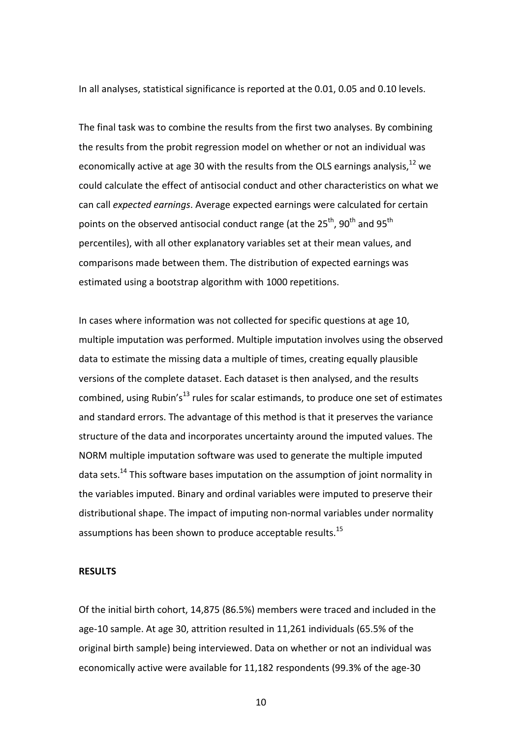In all analyses, statistical significance is reported at the 0.01, 0.05 and 0.10 levels.

The final task was to combine the results from the first two analyses. By combining the results from the probit regression model on whether or not an individual was economically active at age 30 with the results from the OLS earnings analysis,[12] we could calculate the effect of antisocial conduct and other characteristics on what we can call *expected earnings*. Average expected earnings were calculated for certain points on the observed antisocial conduct range (at the 25th, 90th and 95th percentiles), with all other explanatory variables set at their mean values, and comparisons made between them. The distribution of expected earnings was estimated using a bootstrap algorithm with 1000 repetitions.

In cases where information was not collected for specific questions at age 10, multiple imputation was performed. Multiple imputation involves using the observed data to estimate the missing data a multiple of times, creating equally plausible versions of the complete dataset. Each dataset is then analysed, and the results combined, using Rubin's[13] rules for scalar estimands, to produce one set of estimates and standard errors. The advantage of this method is that it preserves the variance structure of the data and incorporates uncertainty around the imputed values. The NORM multiple imputation software was used to generate the multiple imputed data sets.[14] This software bases imputation on the assumption of joint normality in the variables imputed. Binary and ordinal variables were imputed to preserve their distributional shape. The impact of imputing non-normal variables under normality assumptions has been shown to produce acceptable results.[15]

**RESULTS**

Of the initial birth cohort, 14,875 (86.5%) members were traced and included in the age-10 sample. At age 30, attrition resulted in 11,261 individuals (65.5% of the original birth sample) being interviewed. Data on whether or not an individual was economically active were available for 11,182 respondents (99.3% of the age-30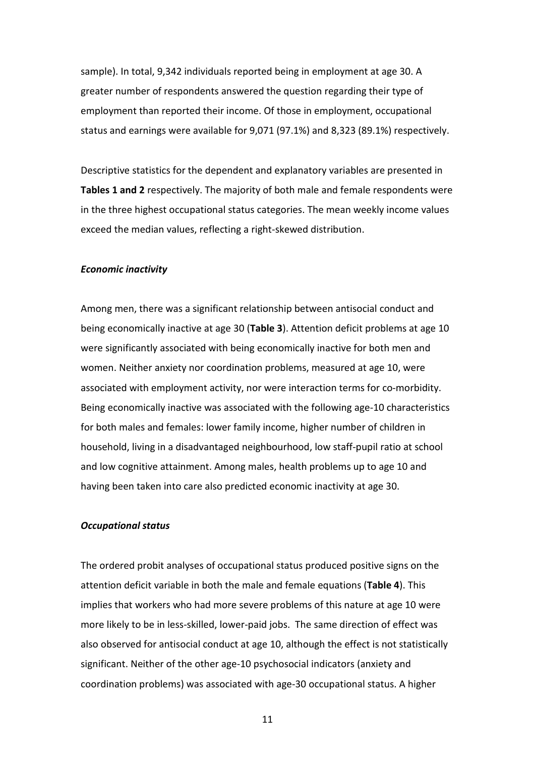sample). In total, 9,342 individuals reported being in employment at age 30. A greater number of respondents answered the question regarding their type of employment than reported their income. Of those in employment, occupational status and earnings were available for 9,071 (97.1%) and 8,323 (89.1%) respectively.

Descriptive statistics for the dependent and explanatory variables are presented in **Tables 1 and 2** respectively. The majority of both male and female respondents were in the three highest occupational status categories. The mean weekly income values exceed the median values, reflecting a right-skewed distribution.

### *Economic inactivity*

Among men, there was a significant relationship between antisocial conduct and being economically inactive at age 30 (**Table 3**). Attention deficit problems at age 10 were significantly associated with being economically inactive for both men and women. Neither anxiety nor coordination problems, measured at age 10, were associated with employment activity, nor were interaction terms for co-morbidity. Being economically inactive was associated with the following age-10 characteristics for both males and females: lower family income, higher number of children in household, living in a disadvantaged neighbourhood, low staff-pupil ratio at school and low cognitive attainment. Among males, health problems up to age 10 and having been taken into care also predicted economic inactivity at age 30.

### *Occupational status*

The ordered probit analyses of occupational status produced positive signs on the attention deficit variable in both the male and female equations (**Table 4**). This implies that workers who had more severe problems of this nature at age 10 were more likely to be in less-skilled, lower-paid jobs. The same direction of effect was also observed for antisocial conduct at age 10, although the effect is not statistically significant. Neither of the other age-10 psychosocial indicators (anxiety and coordination problems) was associated with age-30 occupational status. A higher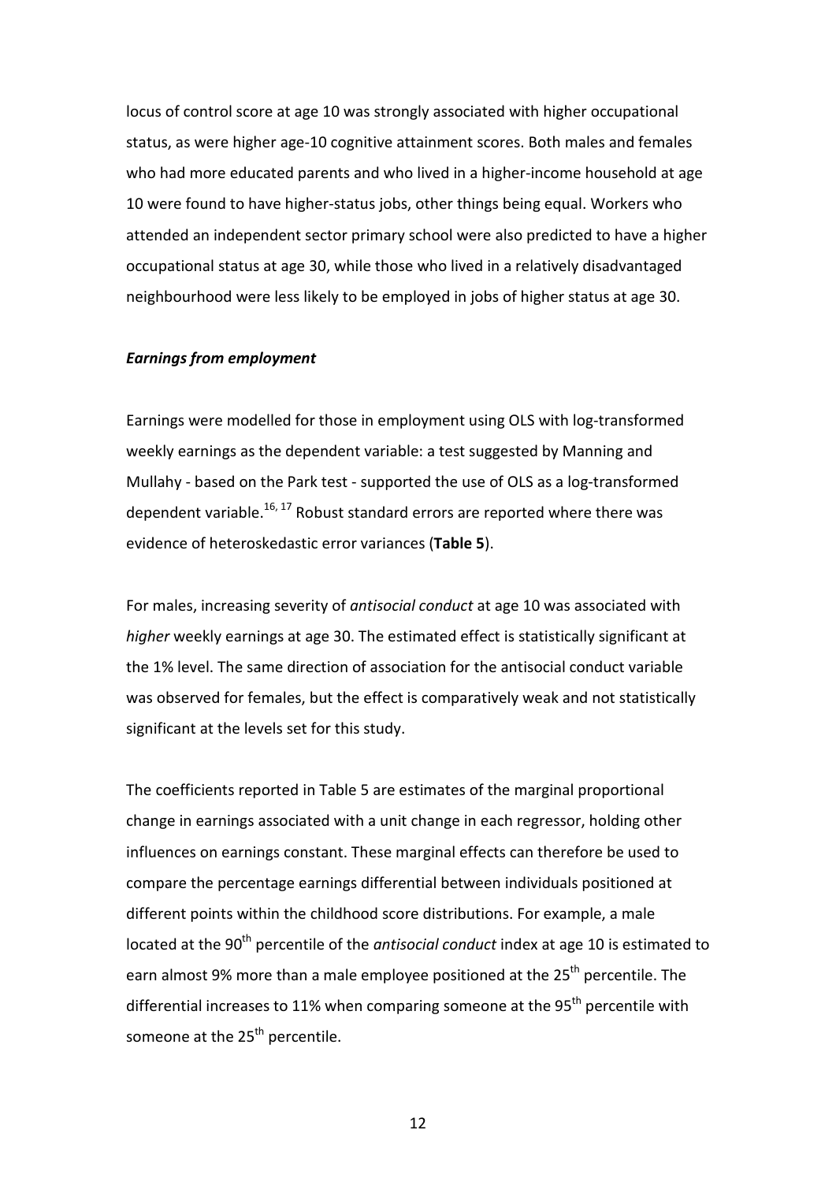locus of control score at age 10 was strongly associated with higher occupational status, as were higher age-10 cognitive attainment scores. Both males and females who had more educated parents and who lived in a higher-income household at age 10 were found to have higher-status jobs, other things being equal. Workers who attended an independent sector primary school were also predicted to have a higher occupational status at age 30, while those who lived in a relatively disadvantaged neighbourhood were less likely to be employed in jobs of higher status at age 30.

***Earnings from employment***

Earnings were modelled for those in employment using OLS with log-transformed weekly earnings as the dependent variable: a test suggested by Manning and Mullahy - based on the Park test - supported the use of OLS as a log-transformed dependent variable.[16, 17] Robust standard errors are reported where there was evidence of heteroskedastic error variances (**Table 5**).

For males, increasing severity of *antisocial conduct* at age 10 was associated with *higher* weekly earnings at age 30. The estimated effect is statistically significant at the 1% level. The same direction of association for the antisocial conduct variable was observed for females, but the effect is comparatively weak and not statistically significant at the levels set for this study.

The coefficients reported in Table 5 are estimates of the marginal proportional change in earnings associated with a unit change in each regressor, holding other influences on earnings constant. These marginal effects can therefore be used to compare the percentage earnings differential between individuals positioned at different points within the childhood score distributions. For example, a male located at the 90th percentile of the *antisocial conduct* index at age 10 is estimated to earn almost 9% more than a male employee positioned at the 25th percentile. The differential increases to 11% when comparing someone at the 95th percentile with someone at the 25th percentile.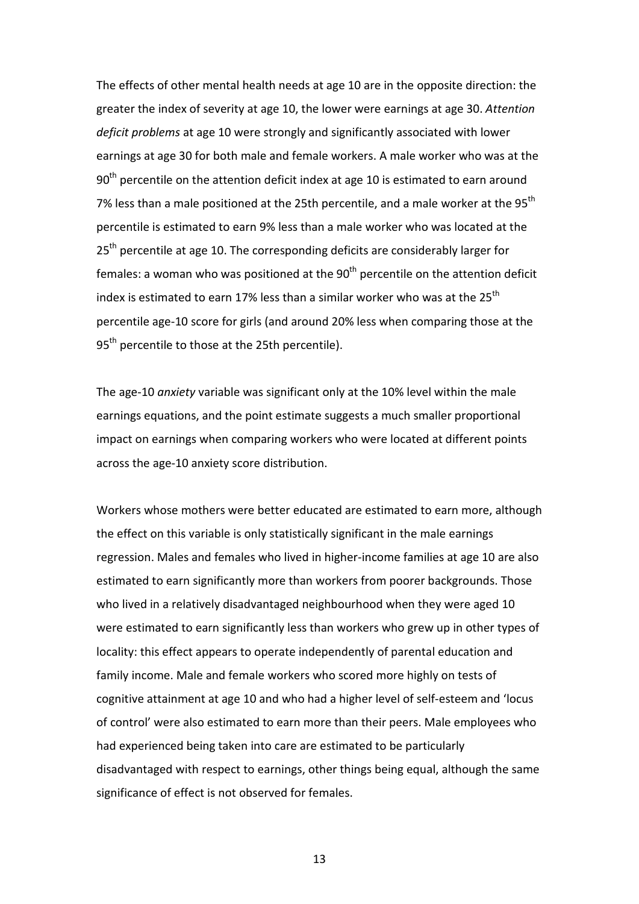The effects of other mental health needs at age 10 are in the opposite direction: the greater the index of severity at age 10, the lower were earnings at age 30. *Attention deficit problems* at age 10 were strongly and significantly associated with lower earnings at age 30 for both male and female workers. A male worker who was at the 90th percentile on the attention deficit index at age 10 is estimated to earn around 7% less than a male positioned at the 25th percentile, and a male worker at the 95th percentile is estimated to earn 9% less than a male worker who was located at the 25th percentile at age 10. The corresponding deficits are considerably larger for females: a woman who was positioned at the 90th percentile on the attention deficit index is estimated to earn 17% less than a similar worker who was at the 25th percentile age-10 score for girls (and around 20% less when comparing those at the 95th percentile to those at the 25th percentile).

The age-10 *anxiety* variable was significant only at the 10% level within the male earnings equations, and the point estimate suggests a much smaller proportional impact on earnings when comparing workers who were located at different points across the age-10 anxiety score distribution.

Workers whose mothers were better educated are estimated to earn more, although the effect on this variable is only statistically significant in the male earnings regression. Males and females who lived in higher-income families at age 10 are also estimated to earn significantly more than workers from poorer backgrounds. Those who lived in a relatively disadvantaged neighbourhood when they were aged 10 were estimated to earn significantly less than workers who grew up in other types of locality: this effect appears to operate independently of parental education and family income. Male and female workers who scored more highly on tests of cognitive attainment at age 10 and who had a higher level of self-esteem and 'locus of control' were also estimated to earn more than their peers. Male employees who had experienced being taken into care are estimated to be particularly disadvantaged with respect to earnings, other things being equal, although the same significance of effect is not observed for females.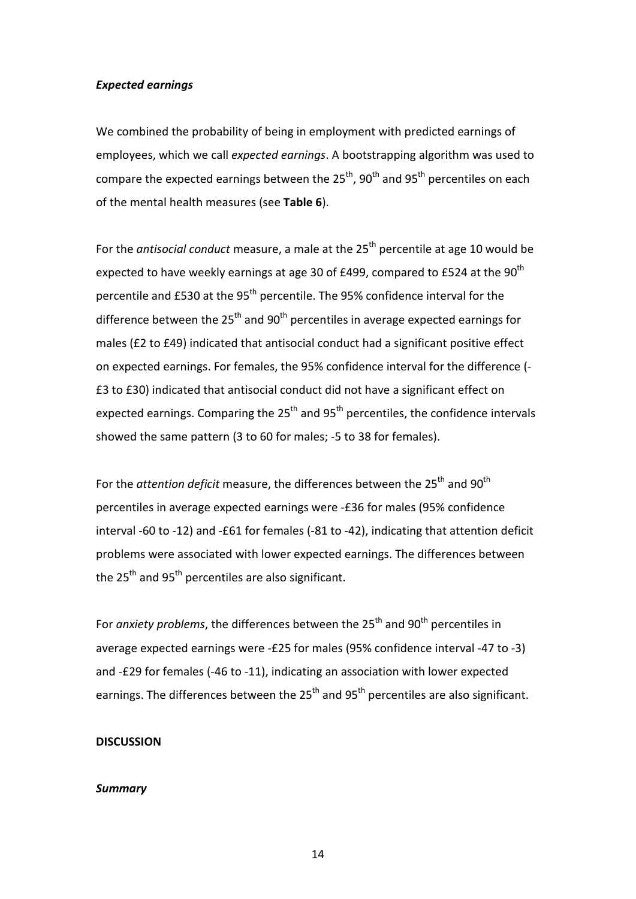### *Expected earnings*

We combined the probability of being in employment with predicted earnings of employees, which we call *expected earnings*. A bootstrapping algorithm was used to compare the expected earnings between the 25th, 90th and 95th percentiles on each of the mental health measures (see **Table 6**).

For the *antisocial conduct* measure, a male at the 25th percentile at age 10 would be expected to have weekly earnings at age 30 of £499, compared to £524 at the 90th percentile and £530 at the 95th percentile. The 95% confidence interval for the difference between the 25th and 90th percentiles in average expected earnings for males (£2 to £49) indicated that antisocial conduct had a significant positive effect on expected earnings. For females, the 95% confidence interval for the difference (-£3 to £30) indicated that antisocial conduct did not have a significant effect on expected earnings. Comparing the 25th and 95th percentiles, the confidence intervals showed the same pattern (3 to 60 for males; -5 to 38 for females).

For the *attention deficit* measure, the differences between the 25th and 90th percentiles in average expected earnings were -£36 for males (95% confidence interval -60 to -12) and -£61 for females (-81 to -42), indicating that attention deficit problems were associated with lower expected earnings. The differences between the 25th and 95th percentiles are also significant.

For *anxiety problems*, the differences between the 25th and 90th percentiles in average expected earnings were -£25 for males (95% confidence interval -47 to -3) and -£29 for females (-46 to -11), indicating an association with lower expected earnings. The differences between the 25th and 95th percentiles are also significant.

## DISCUSSION

### *Summary*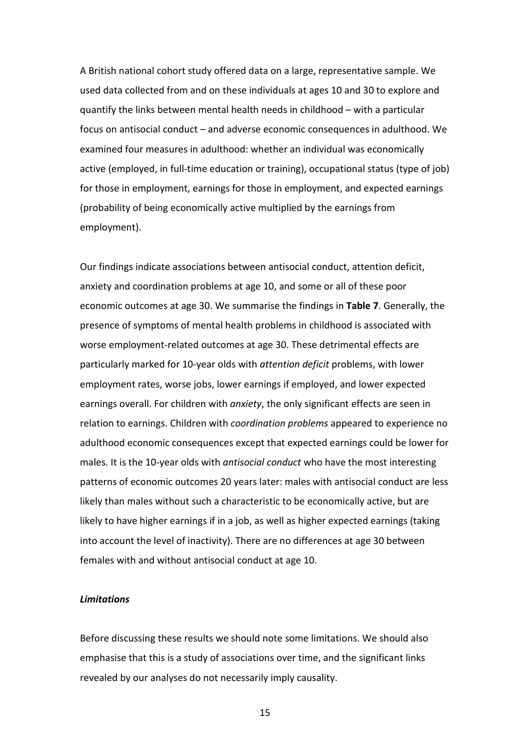A British national cohort study offered data on a large, representative sample. We used data collected from and on these individuals at ages 10 and 30 to explore and quantify the links between mental health needs in childhood – with a particular focus on antisocial conduct – and adverse economic consequences in adulthood. We examined four measures in adulthood: whether an individual was economically active (employed, in full-time education or training), occupational status (type of job) for those in employment, earnings for those in employment, and expected earnings (probability of being economically active multiplied by the earnings from employment).

Our findings indicate associations between antisocial conduct, attention deficit, anxiety and coordination problems at age 10, and some or all of these poor economic outcomes at age 30. We summarise the findings in **Table 7**. Generally, the presence of symptoms of mental health problems in childhood is associated with worse employment-related outcomes at age 30. These detrimental effects are particularly marked for 10-year olds with *attention deficit* problems, with lower employment rates, worse jobs, lower earnings if employed, and lower expected earnings overall. For children with *anxiety*, the only significant effects are seen in relation to earnings. Children with *coordination problems* appeared to experience no adulthood economic consequences except that expected earnings could be lower for males. It is the 10-year olds with *antisocial conduct* who have the most interesting patterns of economic outcomes 20 years later: males with antisocial conduct are less likely than males without such a characteristic to be economically active, but are likely to have higher earnings if in a job, as well as higher expected earnings (taking into account the level of inactivity). There are no differences at age 30 between females with and without antisocial conduct at age 10.

***Limitations***

Before discussing these results we should note some limitations. We should also emphasise that this is a study of associations over time, and the significant links revealed by our analyses do not necessarily imply causality.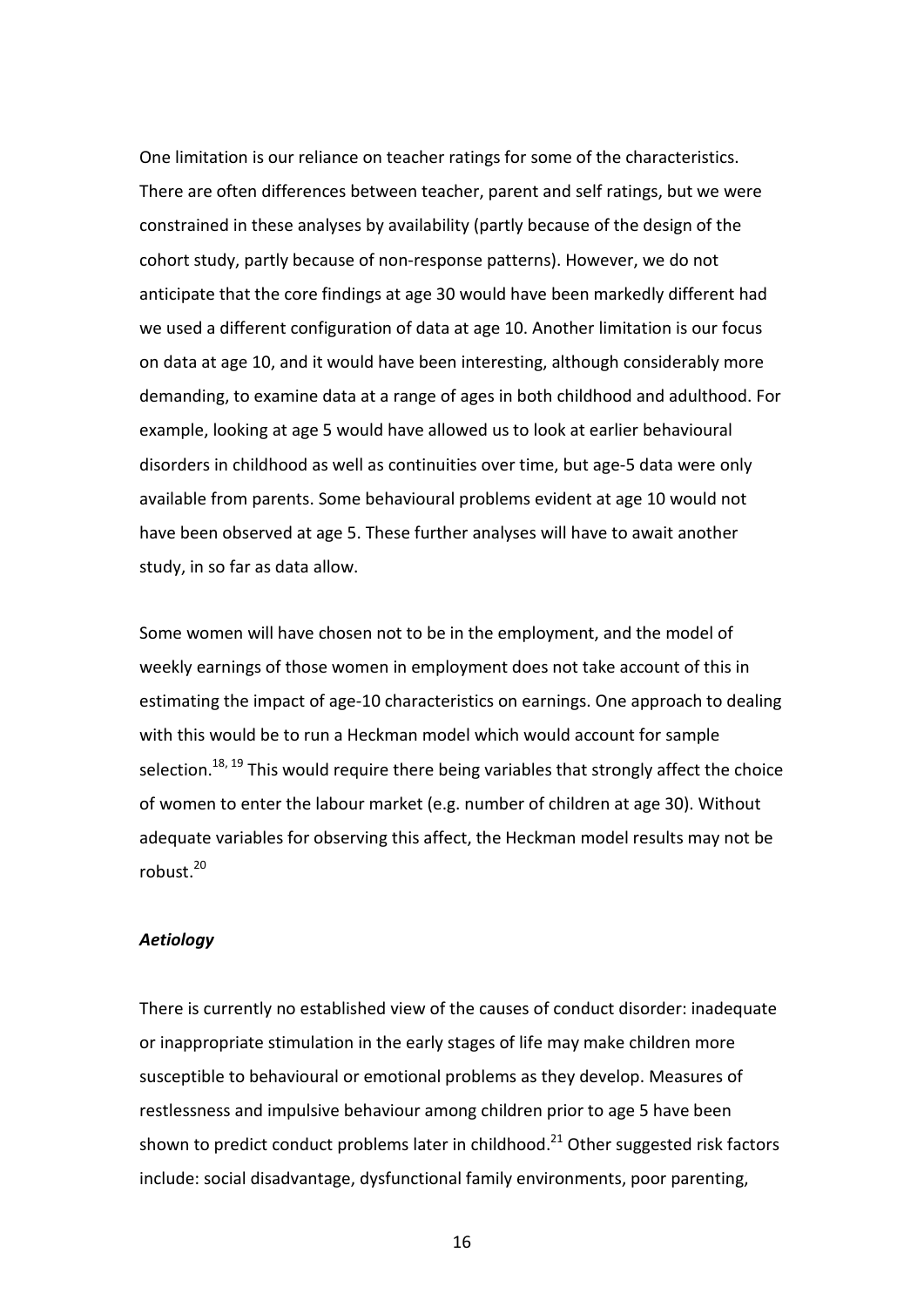One limitation is our reliance on teacher ratings for some of the characteristics. There are often differences between teacher, parent and self ratings, but we were constrained in these analyses by availability (partly because of the design of the cohort study, partly because of non-response patterns). However, we do not anticipate that the core findings at age 30 would have been markedly different had we used a different configuration of data at age 10. Another limitation is our focus on data at age 10, and it would have been interesting, although considerably more demanding, to examine data at a range of ages in both childhood and adulthood. For example, looking at age 5 would have allowed us to look at earlier behavioural disorders in childhood as well as continuities over time, but age-5 data were only available from parents. Some behavioural problems evident at age 10 would not have been observed at age 5. These further analyses will have to await another study, in so far as data allow.

Some women will have chosen not to be in the employment, and the model of weekly earnings of those women in employment does not take account of this in estimating the impact of age-10 characteristics on earnings. One approach to dealing with this would be to run a Heckman model which would account for sample selection.[18, 19] This would require there being variables that strongly affect the choice of women to enter the labour market (e.g. number of children at age 30). Without adequate variables for observing this affect, the Heckman model results may not be robust.[20]

### *Aetiology*

There is currently no established view of the causes of conduct disorder: inadequate or inappropriate stimulation in the early stages of life may make children more susceptible to behavioural or emotional problems as they develop. Measures of restlessness and impulsive behaviour among children prior to age 5 have been shown to predict conduct problems later in childhood.[21] Other suggested risk factors include: social disadvantage, dysfunctional family environments, poor parenting,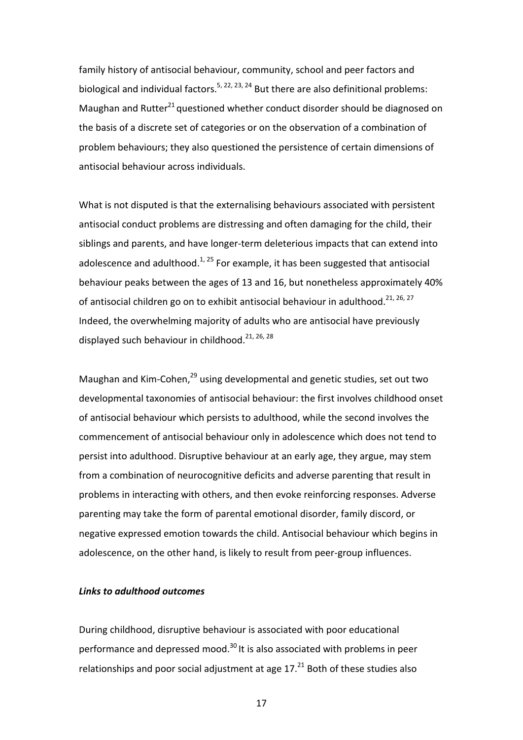family history of antisocial behaviour, community, school and peer factors and biological and individual factors.[5, 22, 23, 24] But there are also definitional problems: Maughan and Rutter[21] questioned whether conduct disorder should be diagnosed on the basis of a discrete set of categories or on the observation of a combination of problem behaviours; they also questioned the persistence of certain dimensions of antisocial behaviour across individuals.

What is not disputed is that the externalising behaviours associated with persistent antisocial conduct problems are distressing and often damaging for the child, their siblings and parents, and have longer-term deleterious impacts that can extend into adolescence and adulthood.[1, 25] For example, it has been suggested that antisocial behaviour peaks between the ages of 13 and 16, but nonetheless approximately 40% of antisocial children go on to exhibit antisocial behaviour in adulthood.[21, 26, 27] Indeed, the overwhelming majority of adults who are antisocial have previously displayed such behaviour in childhood.[21, 26, 28]

Maughan and Kim-Cohen,[29] using developmental and genetic studies, set out two developmental taxonomies of antisocial behaviour: the first involves childhood onset of antisocial behaviour which persists to adulthood, while the second involves the commencement of antisocial behaviour only in adolescence which does not tend to persist into adulthood. Disruptive behaviour at an early age, they argue, may stem from a combination of neurocognitive deficits and adverse parenting that result in problems in interacting with others, and then evoke reinforcing responses. Adverse parenting may take the form of parental emotional disorder, family discord, or negative expressed emotion towards the child. Antisocial behaviour which begins in adolescence, on the other hand, is likely to result from peer-group influences.

***Links to adulthood outcomes***

During childhood, disruptive behaviour is associated with poor educational performance and depressed mood.[30] It is also associated with problems in peer relationships and poor social adjustment at age 17.[21] Both of these studies also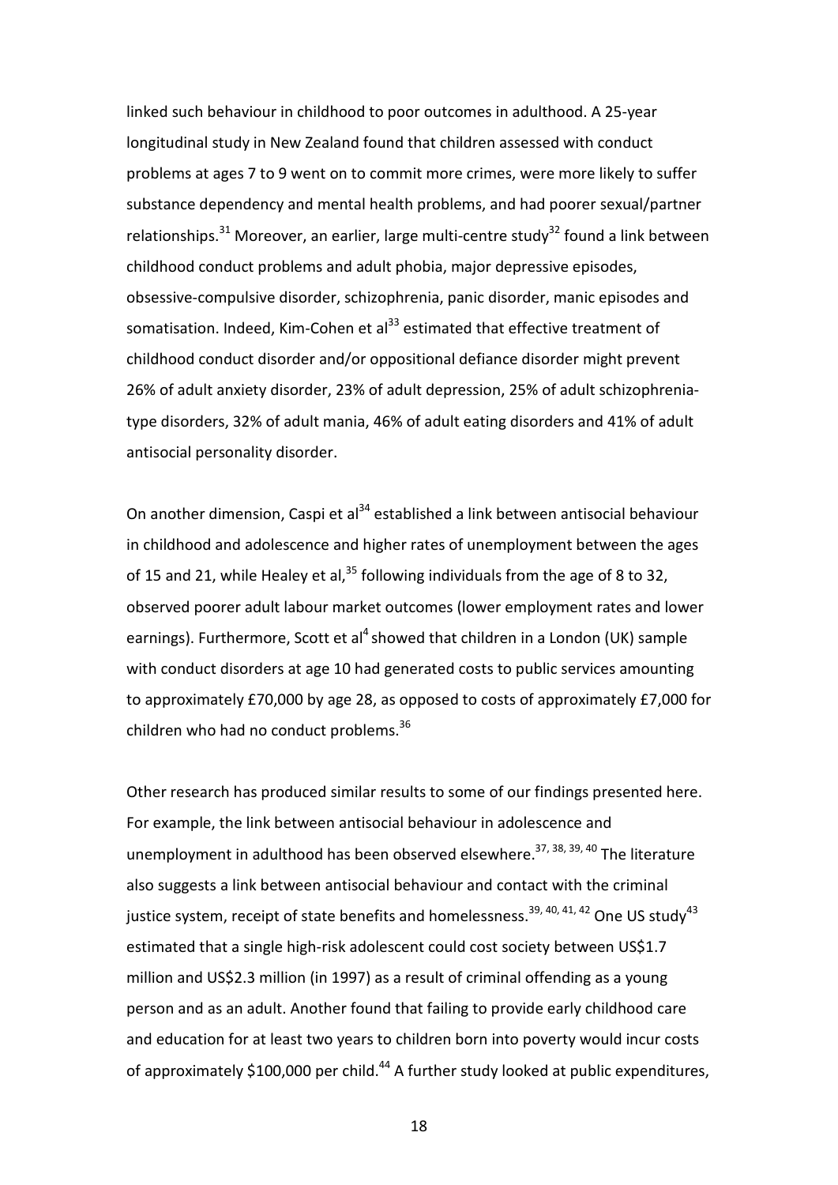linked such behaviour in childhood to poor outcomes in adulthood. A 25-year longitudinal study in New Zealand found that children assessed with conduct problems at ages 7 to 9 went on to commit more crimes, were more likely to suffer substance dependency and mental health problems, and had poorer sexual/partner relationships.[31] Moreover, an earlier, large multi-centre study[32] found a link between childhood conduct problems and adult phobia, major depressive episodes, obsessive-compulsive disorder, schizophrenia, panic disorder, manic episodes and somatisation. Indeed, Kim-Cohen et al[33] estimated that effective treatment of childhood conduct disorder and/or oppositional defiance disorder might prevent 26% of adult anxiety disorder, 23% of adult depression, 25% of adult schizophrenia-type disorders, 32% of adult mania, 46% of adult eating disorders and 41% of adult antisocial personality disorder.

On another dimension, Caspi et al[34] established a link between antisocial behaviour in childhood and adolescence and higher rates of unemployment between the ages of 15 and 21, while Healey et al,[35] following individuals from the age of 8 to 32, observed poorer adult labour market outcomes (lower employment rates and lower earnings). Furthermore, Scott et al[4] showed that children in a London (UK) sample with conduct disorders at age 10 had generated costs to public services amounting to approximately £70,000 by age 28, as opposed to costs of approximately £7,000 for children who had no conduct problems.[36]

Other research has produced similar results to some of our findings presented here. For example, the link between antisocial behaviour in adolescence and unemployment in adulthood has been observed elsewhere.[37, 38, 39, 40] The literature also suggests a link between antisocial behaviour and contact with the criminal justice system, receipt of state benefits and homelessness.[39, 40, 41, 42] One US study[43] estimated that a single high-risk adolescent could cost society between US$1.7 million and US$2.3 million (in 1997) as a result of criminal offending as a young person and as an adult. Another found that failing to provide early childhood care and education for at least two years to children born into poverty would incur costs of approximately $100,000 per child.[44] A further study looked at public expenditures,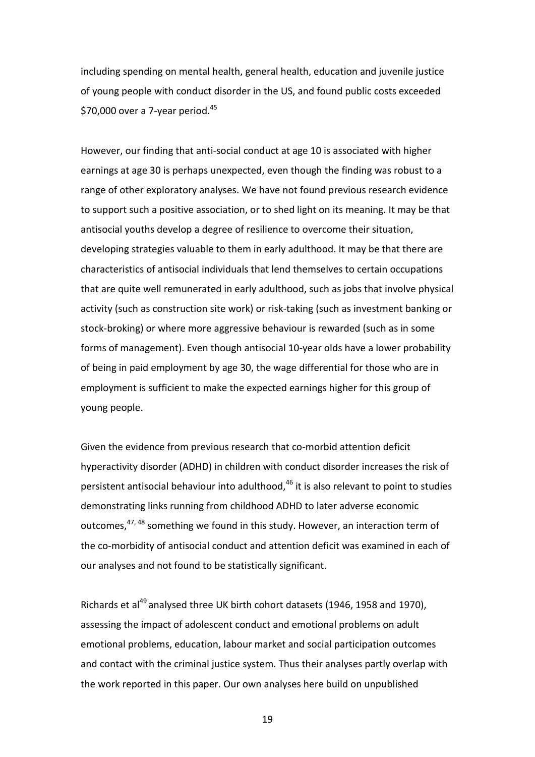including spending on mental health, general health, education and juvenile justice of young people with conduct disorder in the US, and found public costs exceeded $70,000 over a 7-year period.[45]

However, our finding that anti-social conduct at age 10 is associated with higher earnings at age 30 is perhaps unexpected, even though the finding was robust to a range of other exploratory analyses. We have not found previous research evidence to support such a positive association, or to shed light on its meaning. It may be that antisocial youths develop a degree of resilience to overcome their situation, developing strategies valuable to them in early adulthood. It may be that there are characteristics of antisocial individuals that lend themselves to certain occupations that are quite well remunerated in early adulthood, such as jobs that involve physical activity (such as construction site work) or risk-taking (such as investment banking or stock-broking) or where more aggressive behaviour is rewarded (such as in some forms of management). Even though antisocial 10-year olds have a lower probability of being in paid employment by age 30, the wage differential for those who are in employment is sufficient to make the expected earnings higher for this group of young people.

Given the evidence from previous research that co-morbid attention deficit hyperactivity disorder (ADHD) in children with conduct disorder increases the risk of persistent antisocial behaviour into adulthood,[46] it is also relevant to point to studies demonstrating links running from childhood ADHD to later adverse economic outcomes,[47, 48] something we found in this study. However, an interaction term of the co-morbidity of antisocial conduct and attention deficit was examined in each of our analyses and not found to be statistically significant.

Richards et al[49] analysed three UK birth cohort datasets (1946, 1958 and 1970), assessing the impact of adolescent conduct and emotional problems on adult emotional problems, education, labour market and social participation outcomes and contact with the criminal justice system. Thus their analyses partly overlap with the work reported in this paper. Our own analyses here build on unpublished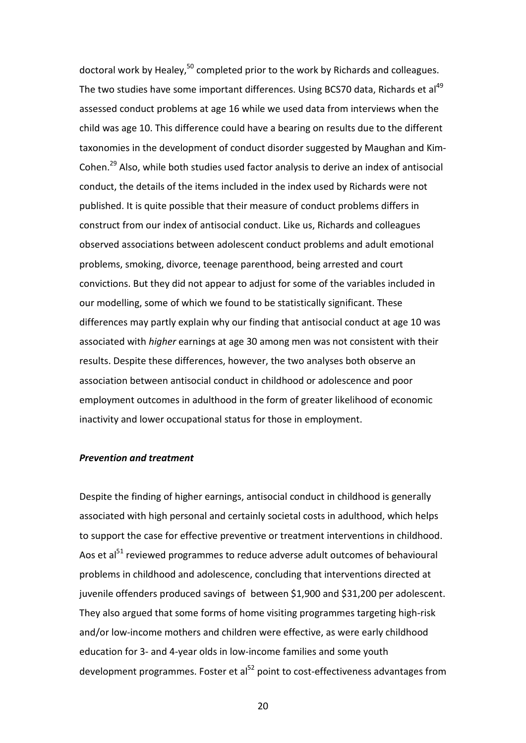doctoral work by Healey,[50] completed prior to the work by Richards and colleagues. The two studies have some important differences. Using BCS70 data, Richards et al[49] assessed conduct problems at age 16 while we used data from interviews when the child was age 10. This difference could have a bearing on results due to the different taxonomies in the development of conduct disorder suggested by Maughan and Kim-Cohen.[29] Also, while both studies used factor analysis to derive an index of antisocial conduct, the details of the items included in the index used by Richards were not published. It is quite possible that their measure of conduct problems differs in construct from our index of antisocial conduct. Like us, Richards and colleagues observed associations between adolescent conduct problems and adult emotional problems, smoking, divorce, teenage parenthood, being arrested and court convictions. But they did not appear to adjust for some of the variables included in our modelling, some of which we found to be statistically significant. These differences may partly explain why our finding that antisocial conduct at age 10 was associated with *higher* earnings at age 30 among men was not consistent with their results. Despite these differences, however, the two analyses both observe an association between antisocial conduct in childhood or adolescence and poor employment outcomes in adulthood in the form of greater likelihood of economic inactivity and lower occupational status for those in employment.

***Prevention and treatment***

Despite the finding of higher earnings, antisocial conduct in childhood is generally associated with high personal and certainly societal costs in adulthood, which helps to support the case for effective preventive or treatment interventions in childhood. Aos et al[51] reviewed programmes to reduce adverse adult outcomes of behavioural problems in childhood and adolescence, concluding that interventions directed at juvenile offenders produced savings of between $1,900 and $31,200 per adolescent. They also argued that some forms of home visiting programmes targeting high-risk and/or low-income mothers and children were effective, as were early childhood education for 3- and 4-year olds in low-income families and some youth development programmes. Foster et al[52] point to cost-effectiveness advantages from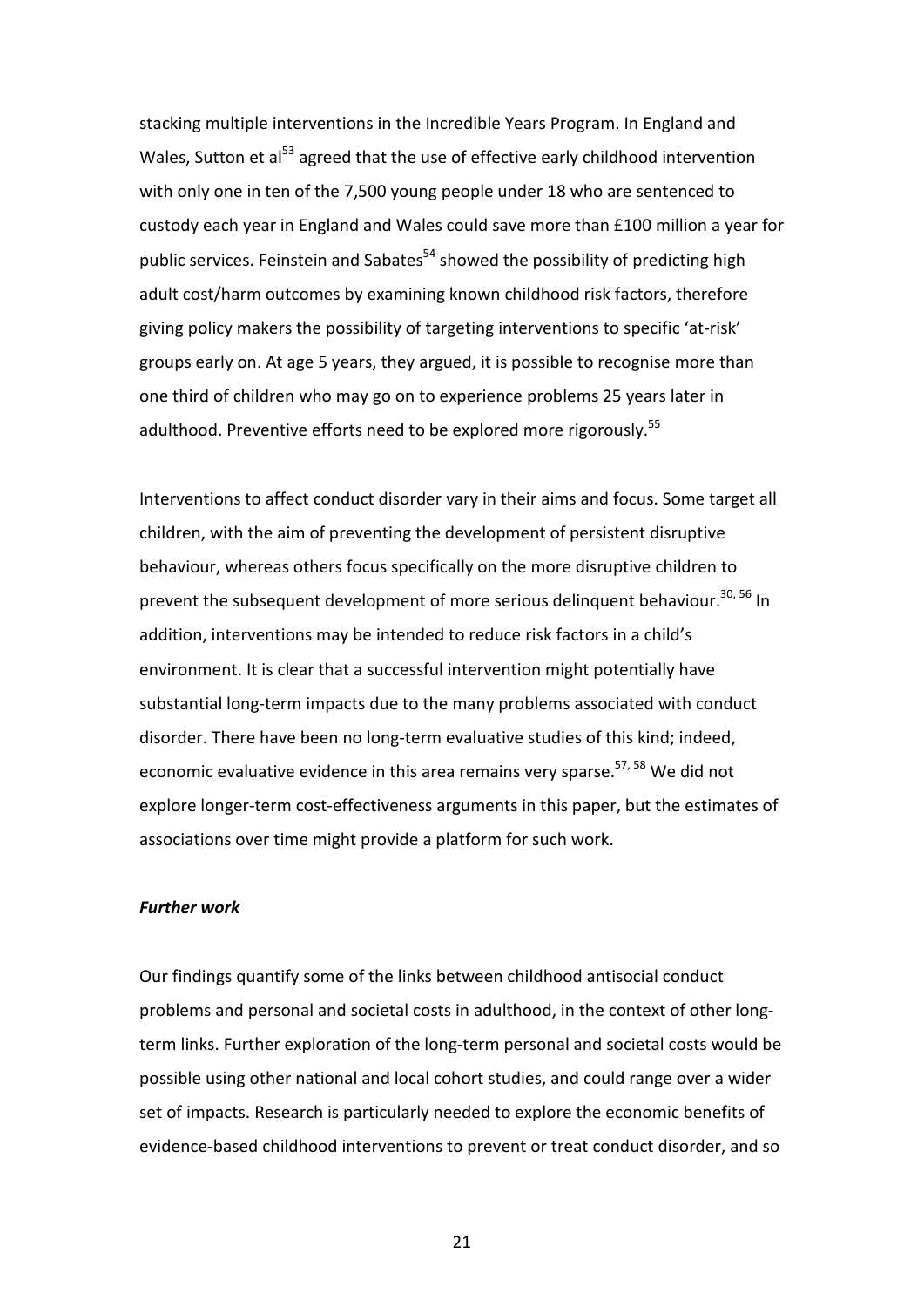stacking multiple interventions in the Incredible Years Program. In England and Wales, Sutton et al[53] agreed that the use of effective early childhood intervention with only one in ten of the 7,500 young people under 18 who are sentenced to custody each year in England and Wales could save more than £100 million a year for public services. Feinstein and Sabates[54] showed the possibility of predicting high adult cost/harm outcomes by examining known childhood risk factors, therefore giving policy makers the possibility of targeting interventions to specific 'at-risk' groups early on. At age 5 years, they argued, it is possible to recognise more than one third of children who may go on to experience problems 25 years later in adulthood. Preventive efforts need to be explored more rigorously.[55]

Interventions to affect conduct disorder vary in their aims and focus. Some target all children, with the aim of preventing the development of persistent disruptive behaviour, whereas others focus specifically on the more disruptive children to prevent the subsequent development of more serious delinquent behaviour.[30, 56] In addition, interventions may be intended to reduce risk factors in a child's environment. It is clear that a successful intervention might potentially have substantial long-term impacts due to the many problems associated with conduct disorder. There have been no long-term evaluative studies of this kind; indeed, economic evaluative evidence in this area remains very sparse.[57, 58] We did not explore longer-term cost-effectiveness arguments in this paper, but the estimates of associations over time might provide a platform for such work.

***Further work***

Our findings quantify some of the links between childhood antisocial conduct problems and personal and societal costs in adulthood, in the context of other long-term links. Further exploration of the long-term personal and societal costs would be possible using other national and local cohort studies, and could range over a wider set of impacts. Research is particularly needed to explore the economic benefits of evidence-based childhood interventions to prevent or treat conduct disorder, and so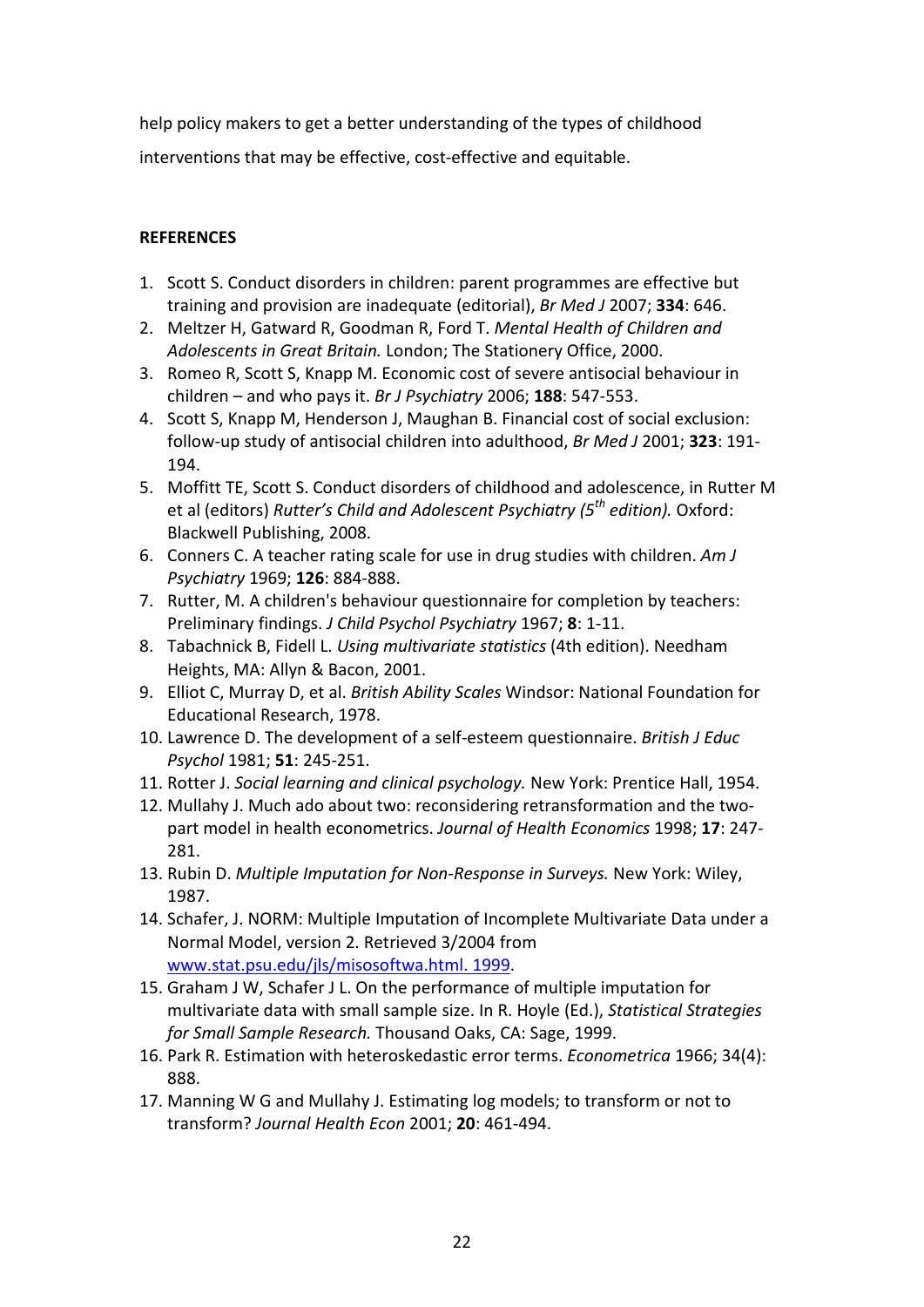help policy makers to get a better understanding of the types of childhood interventions that may be effective, cost-effective and equitable.

**REFERENCES**

1. Scott S. Conduct disorders in children: parent programmes are effective but training and provision are inadequate (editorial), *Br Med J* 2007; **334**: 646.
2. Meltzer H, Gatward R, Goodman R, Ford T. *Mental Health of Children and Adolescents in Great Britain.* London; The Stationery Office, 2000.
3. Romeo R, Scott S, Knapp M. Economic cost of severe antisocial behaviour in children – and who pays it. *Br J Psychiatry* 2006; **188**: 547-553.
4. Scott S, Knapp M, Henderson J, Maughan B. Financial cost of social exclusion: follow-up study of antisocial children into adulthood, *Br Med J* 2001; **323**: 191-194.
5. Moffitt TE, Scott S. Conduct disorders of childhood and adolescence, in Rutter M et al (editors) *Rutter's Child and Adolescent Psychiatry (5th edition).* Oxford: Blackwell Publishing, 2008.
6. Conners C. A teacher rating scale for use in drug studies with children. *Am J Psychiatry* 1969; **126**: 884-888.
7. Rutter, M. A children's behaviour questionnaire for completion by teachers: Preliminary findings. *J Child Psychol Psychiatry* 1967; **8**: 1-11.
8. Tabachnick B, Fidell L. *Using multivariate statistics* (4th edition). Needham Heights, MA: Allyn & Bacon, 2001.
9. Elliot C, Murray D, et al. *British Ability Scales* Windsor: National Foundation for Educational Research, 1978.
10. Lawrence D. The development of a self-esteem questionnaire. *British J Educ Psychol* 1981; **51**: 245-251.
11. Rotter J. *Social learning and clinical psychology.* New York: Prentice Hall, 1954.
12. Mullahy J. Much ado about two: reconsidering retransformation and the two-part model in health econometrics. *Journal of Health Economics* 1998; **17**: 247-281.
13. Rubin D. *Multiple Imputation for Non-Response in Surveys.* New York: Wiley, 1987.
14. Schafer, J. NORM: Multiple Imputation of Incomplete Multivariate Data under a Normal Model, version 2. Retrieved 3/2004 from www.stat.psu.edu/jls/misosoftwa.html. 1999.
15. Graham J W, Schafer J L. On the performance of multiple imputation for multivariate data with small sample size. In R. Hoyle (Ed.), *Statistical Strategies for Small Sample Research.* Thousand Oaks, CA: Sage, 1999.
16. Park R. Estimation with heteroskedastic error terms. *Econometrica* 1966; 34(4): 888.
17. Manning W G and Mullahy J. Estimating log models; to transform or not to transform? *Journal Health Econ* 2001; **20**: 461-494.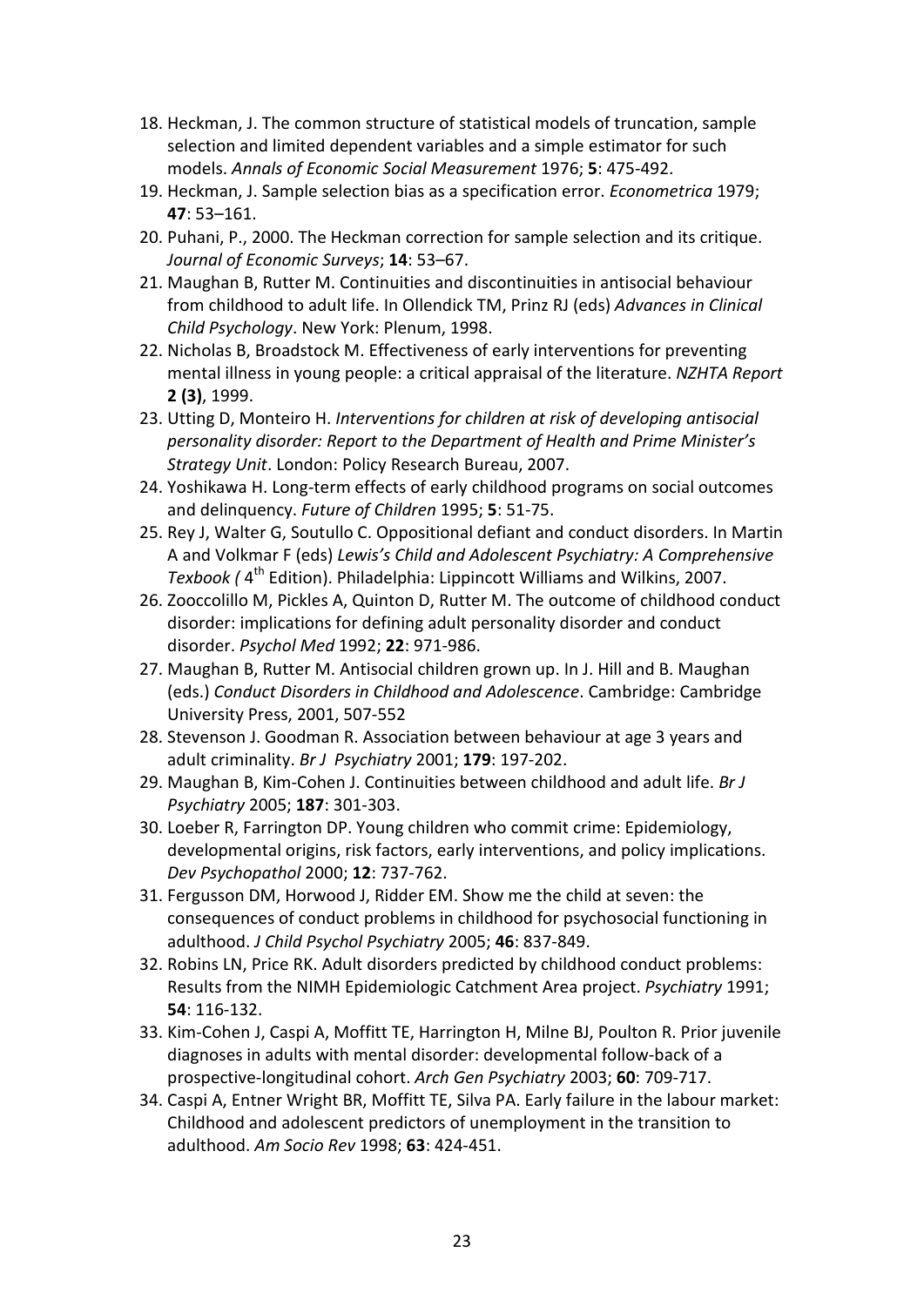18. Heckman, J. The common structure of statistical models of truncation, sample selection and limited dependent variables and a simple estimator for such models. *Annals of Economic Social Measurement* 1976; **5**: 475-492.
19. Heckman, J. Sample selection bias as a specification error. *Econometrica* 1979; **47**: 53–161.
20. Puhani, P., 2000. The Heckman correction for sample selection and its critique. *Journal of Economic Surveys*; **14**: 53–67.
21. Maughan B, Rutter M. Continuities and discontinuities in antisocial behaviour from childhood to adult life. In Ollendick TM, Prinz RJ (eds) *Advances in Clinical Child Psychology*. New York: Plenum, 1998.
22. Nicholas B, Broadstock M. Effectiveness of early interventions for preventing mental illness in young people: a critical appraisal of the literature. *NZHTA Report* **2 (3)**, 1999.
23. Utting D, Monteiro H. *Interventions for children at risk of developing antisocial personality disorder: Report to the Department of Health and Prime Minister's Strategy Unit*. London: Policy Research Bureau, 2007.
24. Yoshikawa H. Long-term effects of early childhood programs on social outcomes and delinquency. *Future of Children* 1995; **5**: 51-75.
25. Rey J, Walter G, Soutullo C. Oppositional defiant and conduct disorders. In Martin A and Volkmar F (eds) *Lewis's Child and Adolescent Psychiatry: A Comprehensive Texbook (* 4th Edition). Philadelphia: Lippincott Williams and Wilkins, 2007.
26. Zooccolillo M, Pickles A, Quinton D, Rutter M. The outcome of childhood conduct disorder: implications for defining adult personality disorder and conduct disorder. *Psychol Med* 1992; **22**: 971-986.
27. Maughan B, Rutter M. Antisocial children grown up. In J. Hill and B. Maughan (eds.) *Conduct Disorders in Childhood and Adolescence*. Cambridge: Cambridge University Press, 2001, 507-552
28. Stevenson J. Goodman R. Association between behaviour at age 3 years and adult criminality. *Br J Psychiatry* 2001; **179**: 197-202.
29. Maughan B, Kim-Cohen J. Continuities between childhood and adult life. *Br J Psychiatry* 2005; **187**: 301-303.
30. Loeber R, Farrington DP. Young children who commit crime: Epidemiology, developmental origins, risk factors, early interventions, and policy implications. *Dev Psychopathol* 2000; **12**: 737-762.
31. Fergusson DM, Horwood J, Ridder EM. Show me the child at seven: the consequences of conduct problems in childhood for psychosocial functioning in adulthood. *J Child Psychol Psychiatry* 2005; **46**: 837-849.
32. Robins LN, Price RK. Adult disorders predicted by childhood conduct problems: Results from the NIMH Epidemiologic Catchment Area project. *Psychiatry* 1991; **54**: 116-132.
33. Kim-Cohen J, Caspi A, Moffitt TE, Harrington H, Milne BJ, Poulton R. Prior juvenile diagnoses in adults with mental disorder: developmental follow-back of a prospective-longitudinal cohort. *Arch Gen Psychiatry* 2003; **60**: 709-717.
34. Caspi A, Entner Wright BR, Moffitt TE, Silva PA. Early failure in the labour market: Childhood and adolescent predictors of unemployment in the transition to adulthood. *Am Socio Rev* 1998; **63**: 424-451.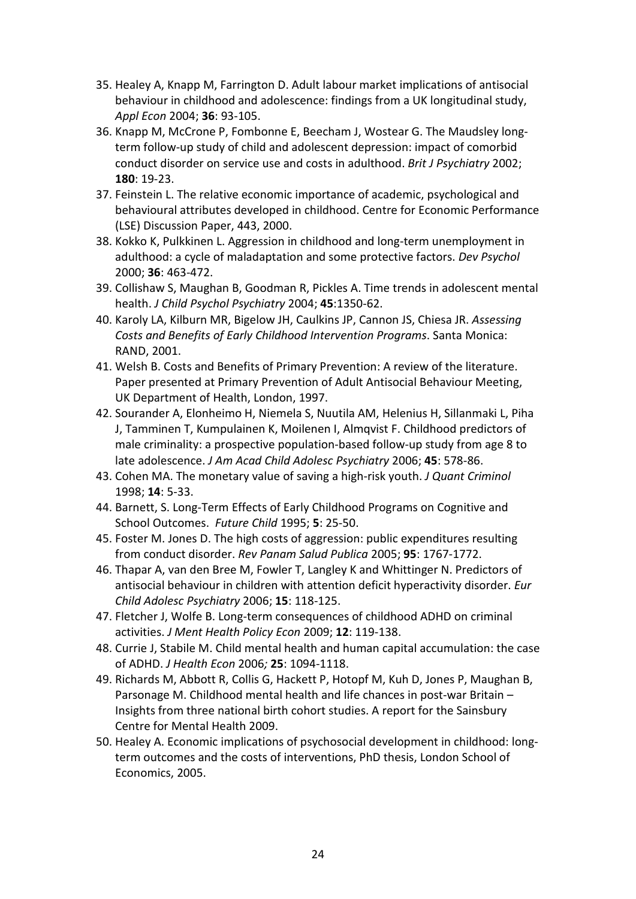35. Healey A, Knapp M, Farrington D. Adult labour market implications of antisocial behaviour in childhood and adolescence: findings from a UK longitudinal study, *Appl Econ* 2004; **36**: 93-105.
36. Knapp M, McCrone P, Fombonne E, Beecham J, Wostear G. The Maudsley long-term follow-up study of child and adolescent depression: impact of comorbid conduct disorder on service use and costs in adulthood. *Brit J Psychiatry* 2002; **180**: 19-23.
37. Feinstein L. The relative economic importance of academic, psychological and behavioural attributes developed in childhood. Centre for Economic Performance (LSE) Discussion Paper, 443, 2000.
38. Kokko K, Pulkkinen L. Aggression in childhood and long-term unemployment in adulthood: a cycle of maladaptation and some protective factors. *Dev Psychol* 2000; **36**: 463-472.
39. Collishaw S, Maughan B, Goodman R, Pickles A. Time trends in adolescent mental health. *J Child Psychol Psychiatry* 2004; **45**:1350-62.
40. Karoly LA, Kilburn MR, Bigelow JH, Caulkins JP, Cannon JS, Chiesa JR. *Assessing Costs and Benefits of Early Childhood Intervention Programs*. Santa Monica: RAND, 2001.
41. Welsh B. Costs and Benefits of Primary Prevention: A review of the literature. Paper presented at Primary Prevention of Adult Antisocial Behaviour Meeting, UK Department of Health, London, 1997.
42. Sourander A, Elonheimo H, Niemela S, Nuutila AM, Helenius H, Sillanmaki L, Piha J, Tamminen T, Kumpulainen K, Moilenen I, Almqvist F. Childhood predictors of male criminality: a prospective population-based follow-up study from age 8 to late adolescence. *J Am Acad Child Adolesc Psychiatry* 2006; **45**: 578-86.
43. Cohen MA. The monetary value of saving a high-risk youth. *J Quant Criminol* 1998; **14**: 5-33.
44. Barnett, S. Long-Term Effects of Early Childhood Programs on Cognitive and School Outcomes. *Future Child* 1995; **5**: 25-50.
45. Foster M. Jones D. The high costs of aggression: public expenditures resulting from conduct disorder. *Rev Panam Salud Publica* 2005; **95**: 1767-1772.
46. Thapar A, van den Bree M, Fowler T, Langley K and Whittinger N. Predictors of antisocial behaviour in children with attention deficit hyperactivity disorder. *Eur Child Adolesc Psychiatry* 2006; **15**: 118-125.
47. Fletcher J, Wolfe B. Long-term consequences of childhood ADHD on criminal activities. *J Ment Health Policy Econ* 2009; **12**: 119-138.
48. Currie J, Stabile M. Child mental health and human capital accumulation: the case of ADHD. *J Health Econ* 2006*;* **25**: 1094-1118.
49. Richards M, Abbott R, Collis G, Hackett P, Hotopf M, Kuh D, Jones P, Maughan B, Parsonage M. Childhood mental health and life chances in post-war Britain – Insights from three national birth cohort studies. A report for the Sainsbury Centre for Mental Health 2009.
50. Healey A. Economic implications of psychosocial development in childhood: long-term outcomes and the costs of interventions, PhD thesis, London School of Economics, 2005.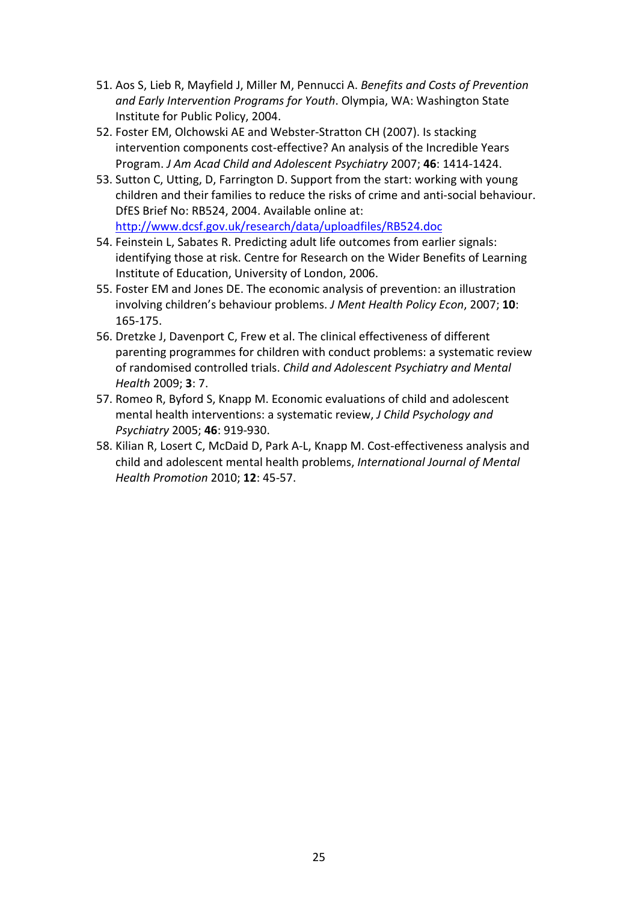51. Aos S, Lieb R, Mayfield J, Miller M, Pennucci A. *Benefits and Costs of Prevention and Early Intervention Programs for Youth*. Olympia, WA: Washington State Institute for Public Policy, 2004.
52. Foster EM, Olchowski AE and Webster-Stratton CH (2007). Is stacking intervention components cost-effective? An analysis of the Incredible Years Program. *J Am Acad Child and Adolescent Psychiatry* 2007; **46**: 1414-1424.
53. Sutton C, Utting, D, Farrington D. Support from the start: working with young children and their families to reduce the risks of crime and anti-social behaviour. DfES Brief No: RB524, 2004. Available online at: [http://www.dcsf.gov.uk/research/data/uploadfiles/RB524.doc](http://www.dcsf.gov.uk/research/data/uploadfiles/RB524.doc)
54. Feinstein L, Sabates R. Predicting adult life outcomes from earlier signals: identifying those at risk. Centre for Research on the Wider Benefits of Learning Institute of Education, University of London, 2006.
55. Foster EM and Jones DE. The economic analysis of prevention: an illustration involving children's behaviour problems. *J Ment Health Policy Econ*, 2007; **10**: 165-175.
56. Dretzke J, Davenport C, Frew et al. The clinical effectiveness of different parenting programmes for children with conduct problems: a systematic review of randomised controlled trials. *Child and Adolescent Psychiatry and Mental Health* 2009; **3**: 7.
57. Romeo R, Byford S, Knapp M. Economic evaluations of child and adolescent mental health interventions: a systematic review, *J Child Psychology and Psychiatry* 2005; **46**: 919-930.
58. Kilian R, Losert C, McDaid D, Park A-L, Knapp M. Cost-effectiveness analysis and child and adolescent mental health problems, *International Journal of Mental Health Promotion* 2010; **12**: 45-57.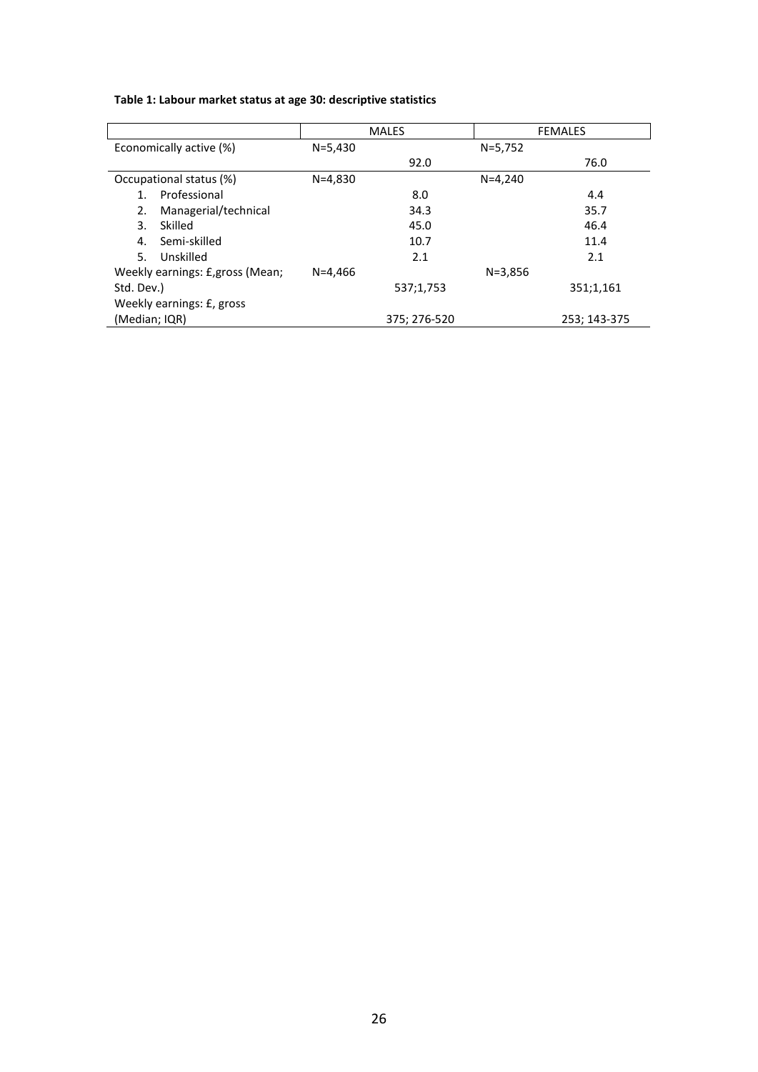**Table 1: Labour market status at age 30: descriptive statistics**

| | MALES | | FEMALES | |
|---|---|---|---|---|
| Economically active (%) | N=5,430 | | N=5,752 | |
| | | 92.0 | | 76.0 |
| Occupational status (%) | N=4,830 | | N=4,240 | |
| 1. Professional | | 8.0 | | 4.4 |
| 2. Managerial/technical | | 34.3 | | 35.7 |
| 3. Skilled | | 45.0 | | 46.4 |
| 4. Semi-skilled | | 10.7 | | 11.4 |
| 5. Unskilled | | 2.1 | | 2.1 |
| Weekly earnings: £,gross (Mean; Std. Dev.) | N=4,466 | 537;1,753 | N=3,856 | 351;1,161 |
| Weekly earnings: £, gross (Median; IQR) | | 375; 276-520 | | 253; 143-375 |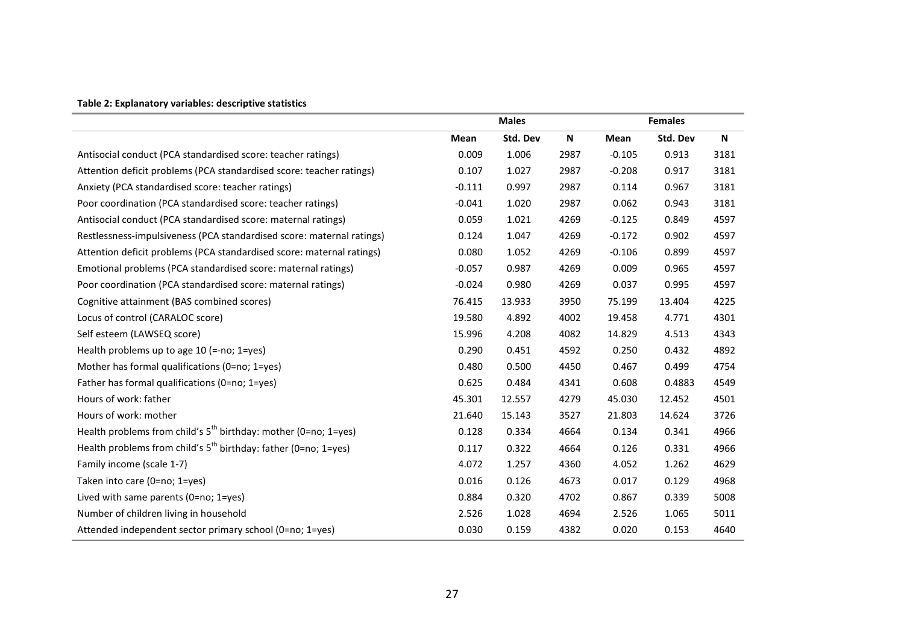**Table 2: Explanatory variables: descriptive statistics**

| | Males | | | Females | | |
|---|---|---|---|---|---|---|
| | **Mean** | **Std. Dev** | **N** | **Mean** | **Std. Dev** | **N** |
| Antisocial conduct (PCA standardised score: teacher ratings) | 0.009 | 1.006 | 2987 | -0.105 | 0.913 | 3181 |
| Attention deficit problems (PCA standardised score: teacher ratings) | 0.107 | 1.027 | 2987 | -0.208 | 0.917 | 3181 |
| Anxiety (PCA standardised score: teacher ratings) | -0.111 | 0.997 | 2987 | 0.114 | 0.967 | 3181 |
| Poor coordination (PCA standardised score: teacher ratings) | -0.041 | 1.020 | 2987 | 0.062 | 0.943 | 3181 |
| Antisocial conduct (PCA standardised score: maternal ratings) | 0.059 | 1.021 | 4269 | -0.125 | 0.849 | 4597 |
| Restlessness-impulsiveness (PCA standardised score: maternal ratings) | 0.124 | 1.047 | 4269 | -0.172 | 0.902 | 4597 |
| Attention deficit problems (PCA standardised score: maternal ratings) | 0.080 | 1.052 | 4269 | -0.106 | 0.899 | 4597 |
| Emotional problems (PCA standardised score: maternal ratings) | -0.057 | 0.987 | 4269 | 0.009 | 0.965 | 4597 |
| Poor coordination (PCA standardised score: maternal ratings) | -0.024 | 0.980 | 4269 | 0.037 | 0.995 | 4597 |
| Cognitive attainment (BAS combined scores) | 76.415 | 13.933 | 3950 | 75.199 | 13.404 | 4225 |
| Locus of control (CARALOC score) | 19.580 | 4.892 | 4002 | 19.458 | 4.771 | 4301 |
| Self esteem (LAWSEQ score) | 15.996 | 4.208 | 4082 | 14.829 | 4.513 | 4343 |
| Health problems up to age 10 (=-no; 1=yes) | 0.290 | 0.451 | 4592 | 0.250 | 0.432 | 4892 |
| Mother has formal qualifications (0=no; 1=yes) | 0.480 | 0.500 | 4450 | 0.467 | 0.499 | 4754 |
| Father has formal qualifications (0=no; 1=yes) | 0.625 | 0.484 | 4341 | 0.608 | 0.4883 | 4549 |
| Hours of work: father | 45.301 | 12.557 | 4279 | 45.030 | 12.452 | 4501 |
| Hours of work: mother | 21.640 | 15.143 | 3527 | 21.803 | 14.624 | 3726 |
| Health problems from child's 5th birthday: mother (0=no; 1=yes) | 0.128 | 0.334 | 4664 | 0.134 | 0.341 | 4966 |
| Health problems from child's 5th birthday: father (0=no; 1=yes) | 0.117 | 0.322 | 4664 | 0.126 | 0.331 | 4966 |
| Family income (scale 1-7) | 4.072 | 1.257 | 4360 | 4.052 | 1.262 | 4629 |
| Taken into care (0=no; 1=yes) | 0.016 | 0.126 | 4673 | 0.017 | 0.129 | 4968 |
| Lived with same parents (0=no; 1=yes) | 0.884 | 0.320 | 4702 | 0.867 | 0.339 | 5008 |
| Number of children living in household | 2.526 | 1.028 | 4694 | 2.526 | 1.065 | 5011 |
| Attended independent sector primary school (0=no; 1=yes) | 0.030 | 0.159 | 4382 | 0.020 | 0.153 | 4640 |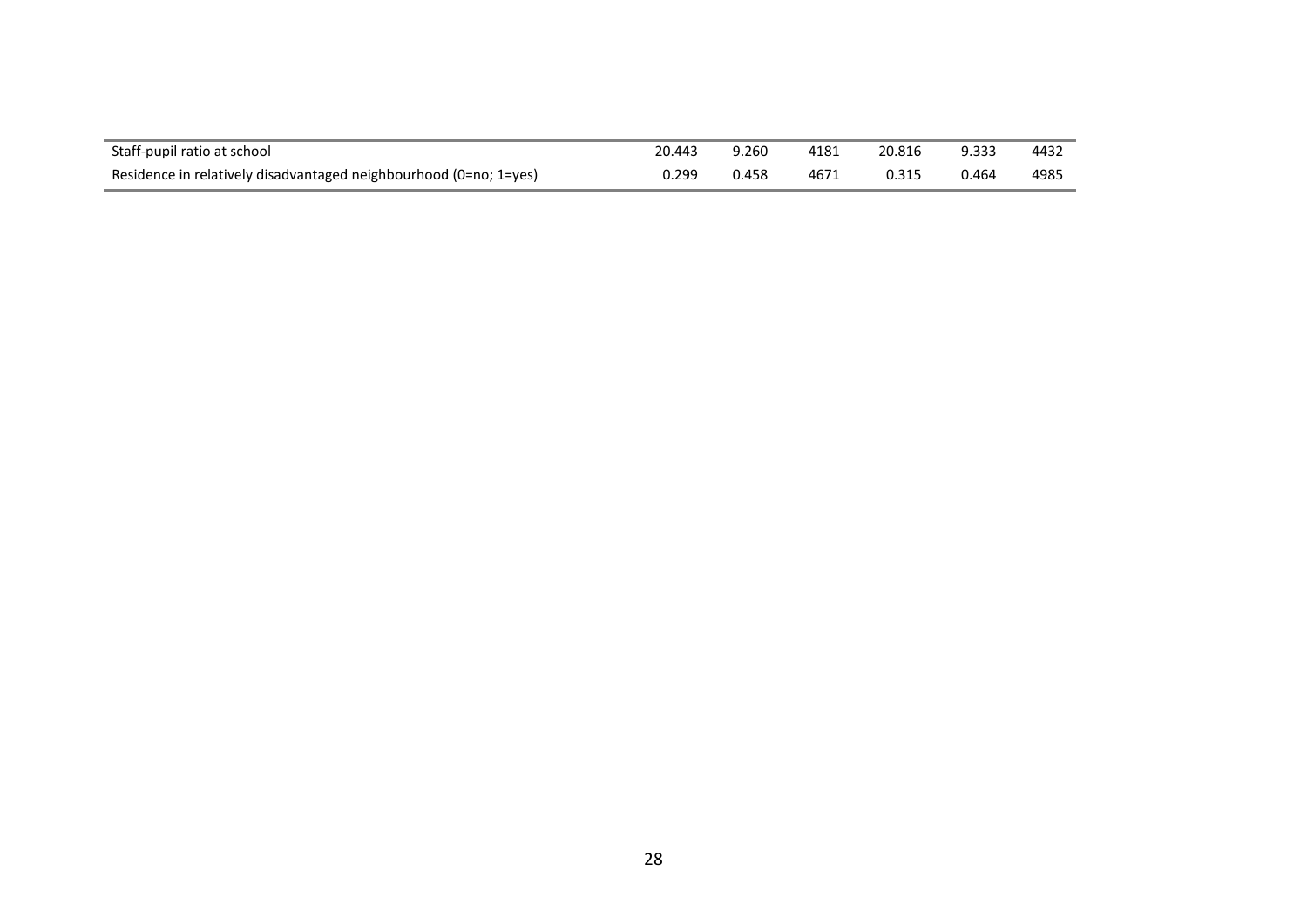| | | | | | | |
|---|---|---|---|---|---|---|
| Staff-pupil ratio at school | 20.443 | 9.260 | 4181 | 20.816 | 9.333 | 4432 |
| Residence in relatively disadvantaged neighbourhood (0=no; 1=yes) | 0.299 | 0.458 | 4671 | 0.315 | 0.464 | 4985 |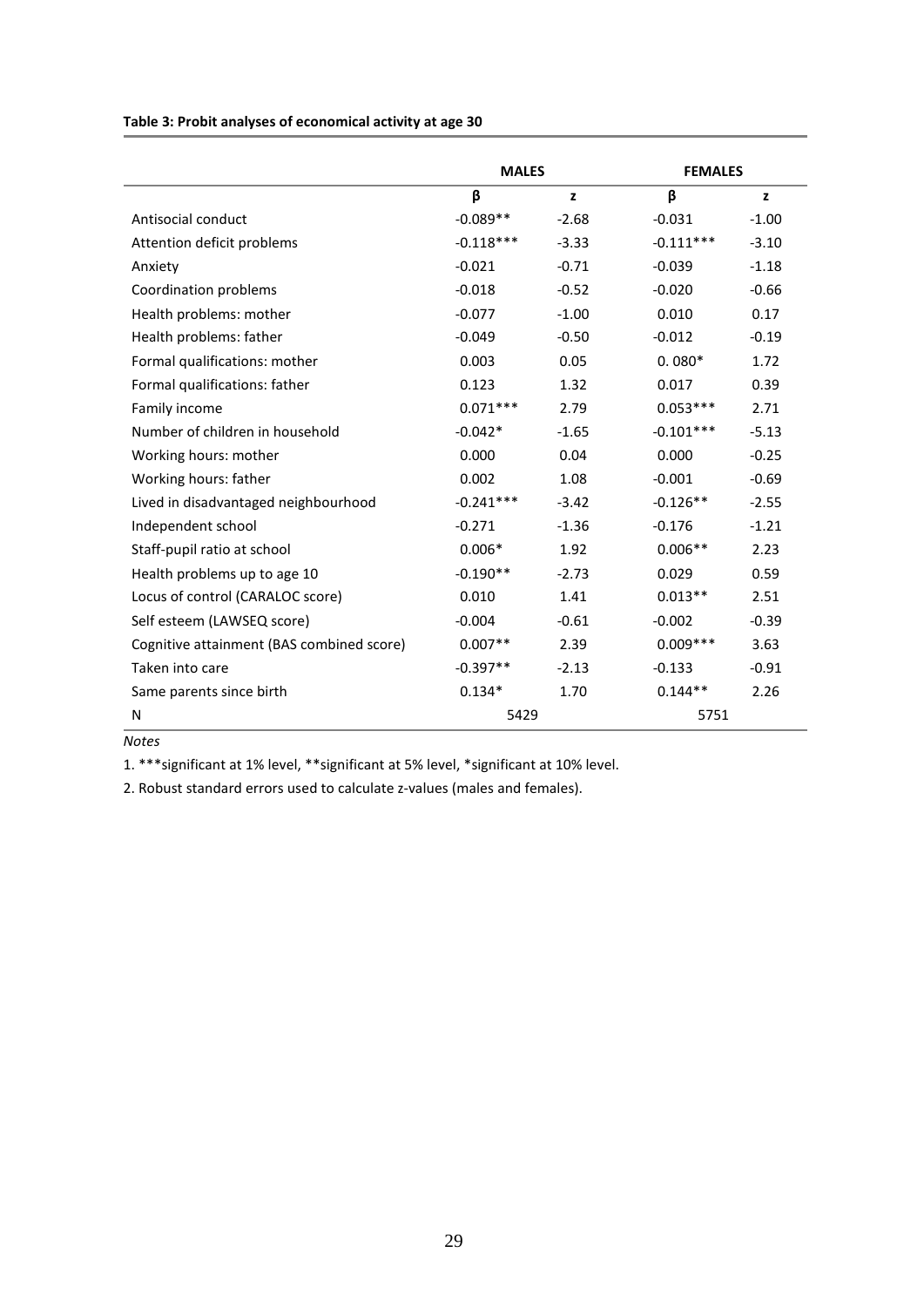**Table 3: Probit analyses of economical activity at age 30**

| | MALES | | FEMALES | |
|---|---|---|---|---|
| | β | z | β | z |
| Antisocial conduct | -0.089** | -2.68 | -0.031 | -1.00 |
| Attention deficit problems | -0.118*** | -3.33 | -0.111*** | -3.10 |
| Anxiety | -0.021 | -0.71 | -0.039 | -1.18 |
| Coordination problems | -0.018 | -0.52 | -0.020 | -0.66 |
| Health problems: mother | -0.077 | -1.00 | 0.010 | 0.17 |
| Health problems: father | -0.049 | -0.50 | -0.012 | -0.19 |
| Formal qualifications: mother | 0.003 | 0.05 | 0. 080* | 1.72 |
| Formal qualifications: father | 0.123 | 1.32 | 0.017 | 0.39 |
| Family income | 0.071*** | 2.79 | 0.053*** | 2.71 |
| Number of children in household | -0.042* | -1.65 | -0.101*** | -5.13 |
| Working hours: mother | 0.000 | 0.04 | 0.000 | -0.25 |
| Working hours: father | 0.002 | 1.08 | -0.001 | -0.69 |
| Lived in disadvantaged neighbourhood | -0.241*** | -3.42 | -0.126** | -2.55 |
| Independent school | -0.271 | -1.36 | -0.176 | -1.21 |
| Staff-pupil ratio at school | 0.006* | 1.92 | 0.006** | 2.23 |
| Health problems up to age 10 | -0.190** | -2.73 | 0.029 | 0.59 |
| Locus of control (CARALOC score) | 0.010 | 1.41 | 0.013** | 2.51 |
| Self esteem (LAWSEQ score) | -0.004 | -0.61 | -0.002 | -0.39 |
| Cognitive attainment (BAS combined score) | 0.007** | 2.39 | 0.009*** | 3.63 |
| Taken into care | -0.397** | -2.13 | -0.133 | -0.91 |
| Same parents since birth | 0.134* | 1.70 | 0.144** | 2.26 |
| N | 5429 | | 5751 | |

*Notes*

1. ***significant at 1% level, **significant at 5% level, *significant at 10% level.

2. Robust standard errors used to calculate z-values (males and females).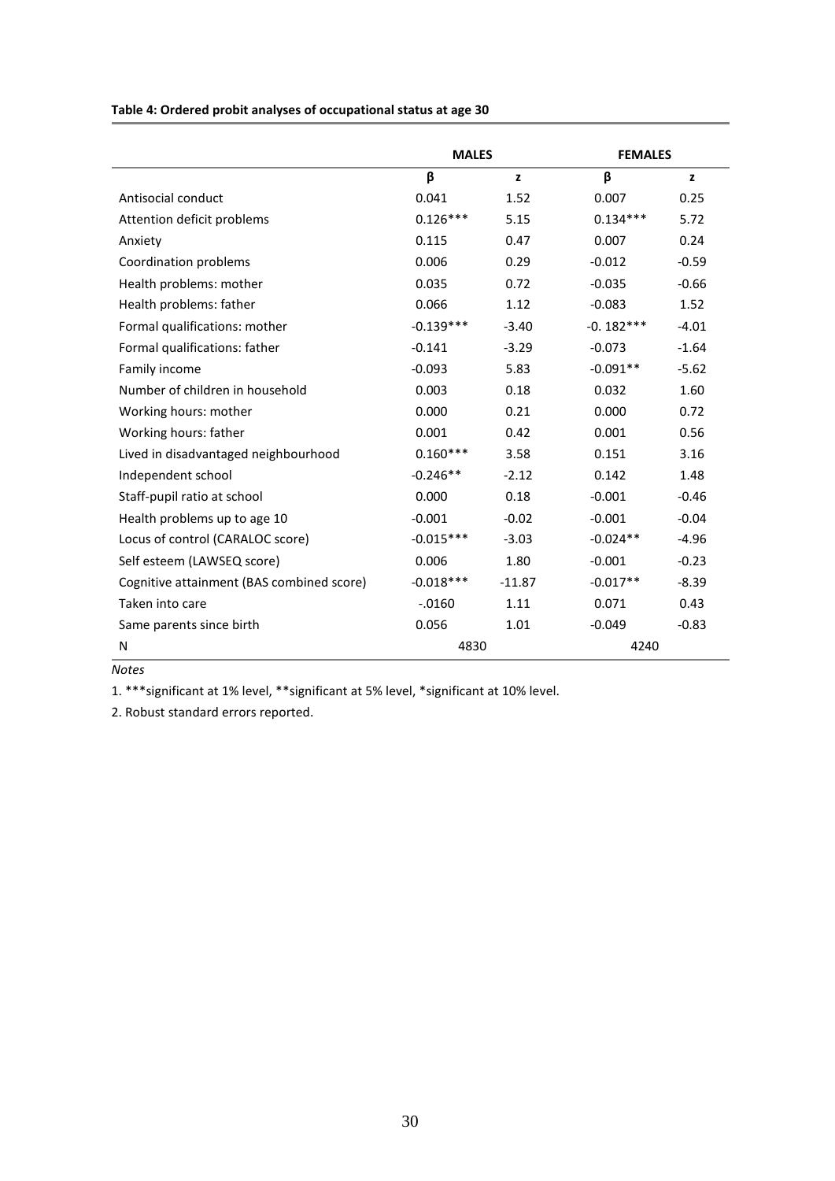**Table 4: Ordered probit analyses of occupational status at age 30**

| | **MALES** | | **FEMALES** | |
|---|---|---|---|---|
| | **β** | **z** | **β** | **z** |
| Antisocial conduct | 0.041 | 1.52 | 0.007 | 0.25 |
| Attention deficit problems | 0.126*** | 5.15 | 0.134*** | 5.72 |
| Anxiety | 0.115 | 0.47 | 0.007 | 0.24 |
| Coordination problems | 0.006 | 0.29 | -0.012 | -0.59 |
| Health problems: mother | 0.035 | 0.72 | -0.035 | -0.66 |
| Health problems: father | 0.066 | 1.12 | -0.083 | 1.52 |
| Formal qualifications: mother | -0.139*** | -3.40 | -0. 182*** | -4.01 |
| Formal qualifications: father | -0.141 | -3.29 | -0.073 | -1.64 |
| Family income | -0.093 | 5.83 | -0.091** | -5.62 |
| Number of children in household | 0.003 | 0.18 | 0.032 | 1.60 |
| Working hours: mother | 0.000 | 0.21 | 0.000 | 0.72 |
| Working hours: father | 0.001 | 0.42 | 0.001 | 0.56 |
| Lived in disadvantaged neighbourhood | 0.160*** | 3.58 | 0.151 | 3.16 |
| Independent school | -0.246** | -2.12 | 0.142 | 1.48 |
| Staff-pupil ratio at school | 0.000 | 0.18 | -0.001 | -0.46 |
| Health problems up to age 10 | -0.001 | -0.02 | -0.001 | -0.04 |
| Locus of control (CARALOC score) | -0.015*** | -3.03 | -0.024** | -4.96 |
| Self esteem (LAWSEQ score) | 0.006 | 1.80 | -0.001 | -0.23 |
| Cognitive attainment (BAS combined score) | -0.018*** | -11.87 | -0.017** | -8.39 |
| Taken into care | -.0160 | 1.11 | 0.071 | 0.43 |
| Same parents since birth | 0.056 | 1.01 | -0.049 | -0.83 |
| N | 4830 | | 4240 | |

*Notes*

1. ***significant at 1% level, **significant at 5% level, *significant at 10% level.

2. Robust standard errors reported.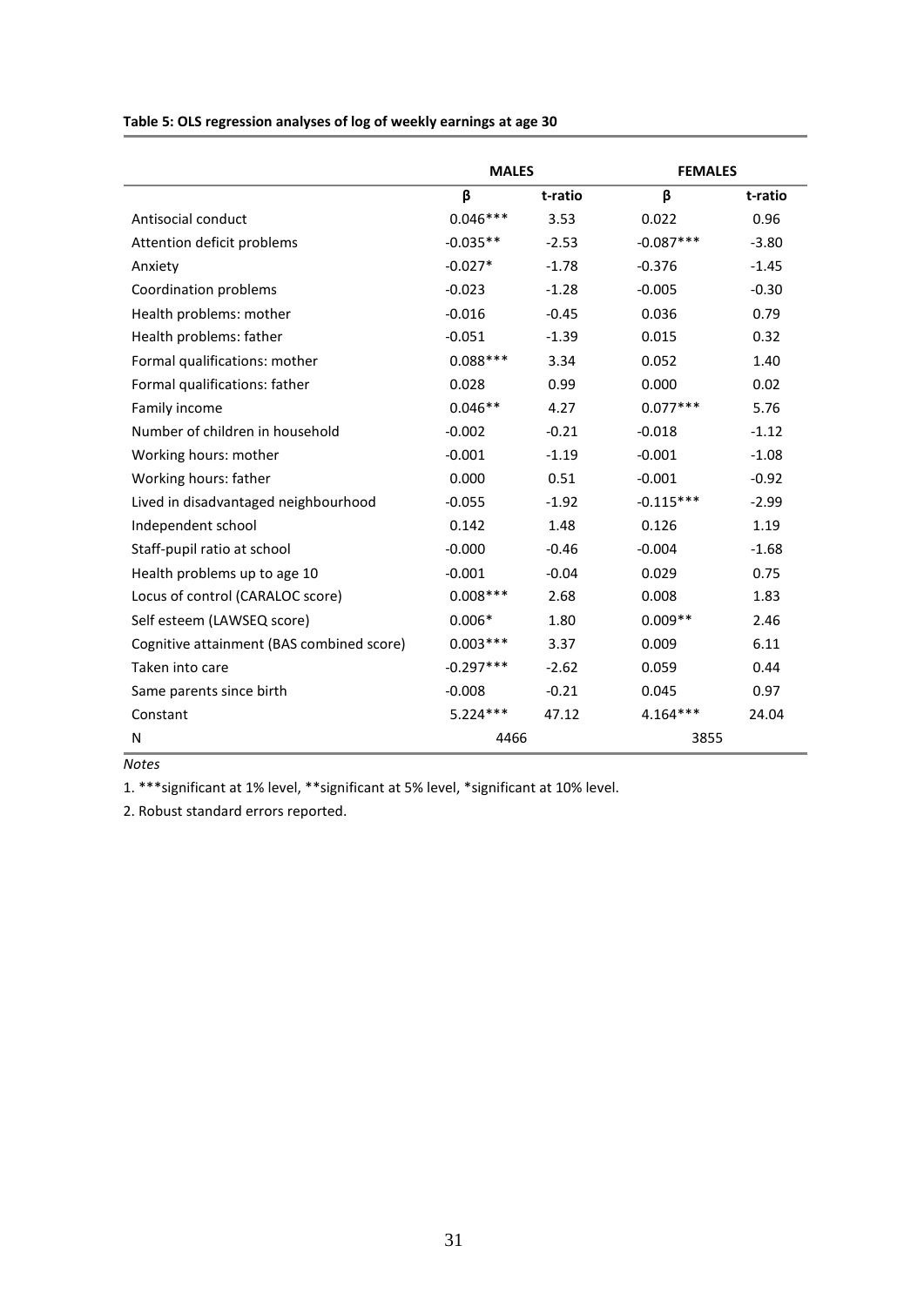**Table 5: OLS regression analyses of log of weekly earnings at age 30**

| | MALES | | FEMALES | |
|---|---|---|---|---|
| | β | t-ratio | β | t-ratio |
| Antisocial conduct | 0.046*** | 3.53 | 0.022 | 0.96 |
| Attention deficit problems | -0.035** | -2.53 | -0.087*** | -3.80 |
| Anxiety | -0.027* | -1.78 | -0.376 | -1.45 |
| Coordination problems | -0.023 | -1.28 | -0.005 | -0.30 |
| Health problems: mother | -0.016 | -0.45 | 0.036 | 0.79 |
| Health problems: father | -0.051 | -1.39 | 0.015 | 0.32 |
| Formal qualifications: mother | 0.088*** | 3.34 | 0.052 | 1.40 |
| Formal qualifications: father | 0.028 | 0.99 | 0.000 | 0.02 |
| Family income | 0.046** | 4.27 | 0.077*** | 5.76 |
| Number of children in household | -0.002 | -0.21 | -0.018 | -1.12 |
| Working hours: mother | -0.001 | -1.19 | -0.001 | -1.08 |
| Working hours: father | 0.000 | 0.51 | -0.001 | -0.92 |
| Lived in disadvantaged neighbourhood | -0.055 | -1.92 | -0.115*** | -2.99 |
| Independent school | 0.142 | 1.48 | 0.126 | 1.19 |
| Staff-pupil ratio at school | -0.000 | -0.46 | -0.004 | -1.68 |
| Health problems up to age 10 | -0.001 | -0.04 | 0.029 | 0.75 |
| Locus of control (CARALOC score) | 0.008*** | 2.68 | 0.008 | 1.83 |
| Self esteem (LAWSEQ score) | 0.006* | 1.80 | 0.009** | 2.46 |
| Cognitive attainment (BAS combined score) | 0.003*** | 3.37 | 0.009 | 6.11 |
| Taken into care | -0.297*** | -2.62 | 0.059 | 0.44 |
| Same parents since birth | -0.008 | -0.21 | 0.045 | 0.97 |
| Constant | 5.224*** | 47.12 | 4.164*** | 24.04 |
| N | 4466 | | 3855 | |

*Notes*

1. ***significant at 1% level, **significant at 5% level, *significant at 10% level.

2. Robust standard errors reported.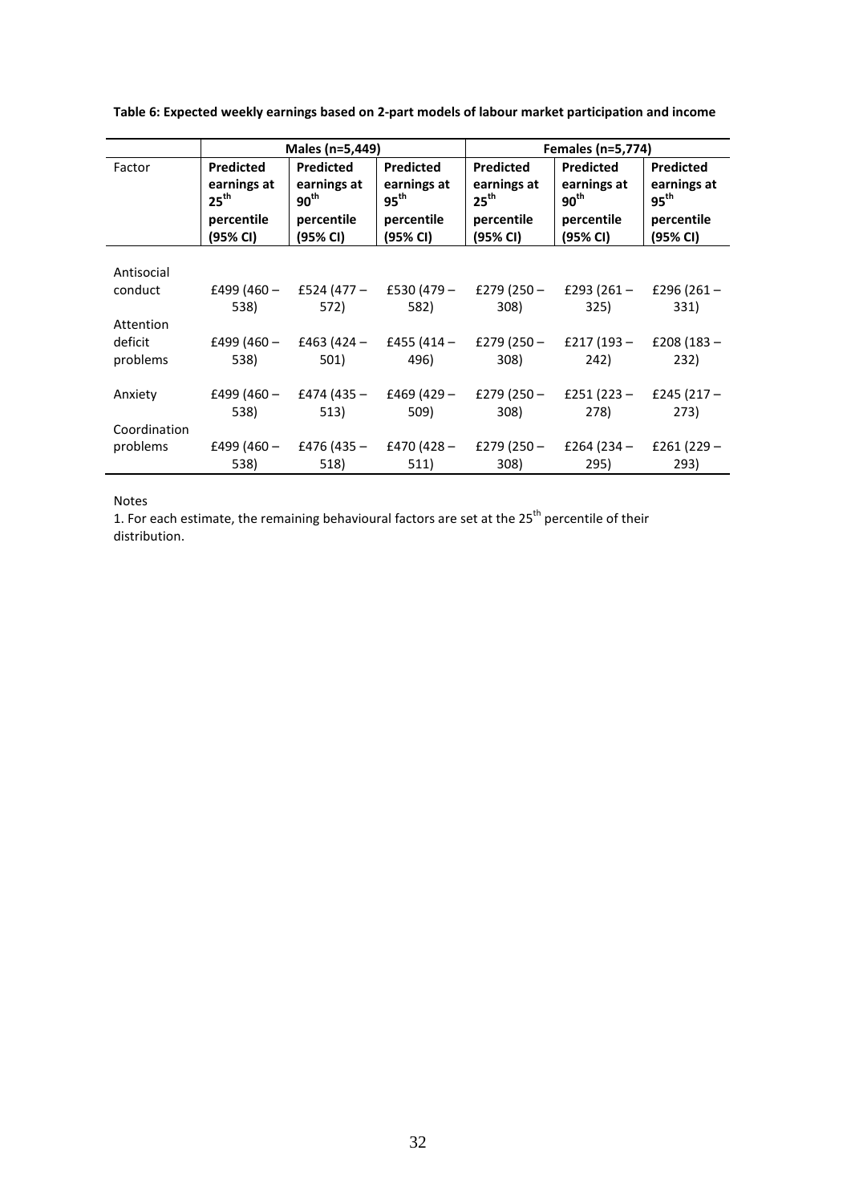**Table 6: Expected weekly earnings based on 2-part models of labour market participation and income**

| | Males (n=5,449) | | | Females (n=5,774) | | |
|---|---|---|---|---|---|---|
| Factor | **Predicted earnings at $25^{th}$ percentile (95% CI)** | **Predicted earnings at $90^{th}$ percentile (95% CI)** | **Predicted earnings at $95^{th}$ percentile (95% CI)** | **Predicted earnings at $25^{th}$ percentile (95% CI)** | **Predicted earnings at $90^{th}$ percentile (95% CI)** | **Predicted earnings at $95^{th}$ percentile (95% CI)** |
| Antisocial conduct | £499 (460 – 538) | £524 (477 – 572) | £530 (479 – 582) | £279 (250 – 308) | £293 (261 – 325) | £296 (261 – 331) |
| Attention deficit problems | £499 (460 – 538) | £463 (424 – 501) | £455 (414 – 496) | £279 (250 – 308) | £217 (193 – 242) | £208 (183 – 232) |
| Anxiety | £499 (460 – 538) | £474 (435 – 513) | £469 (429 – 509) | £279 (250 – 308) | £251 (223 – 278) | £245 (217 – 273) |
| Coordination problems | £499 (460 – 538) | £476 (435 – 518) | £470 (428 – 511) | £279 (250 – 308) | £264 (234 – 295) | £261 (229 – 293) |

Notes

1. For each estimate, the remaining behavioural factors are set at the $25^{th}$ percentile of their distribution.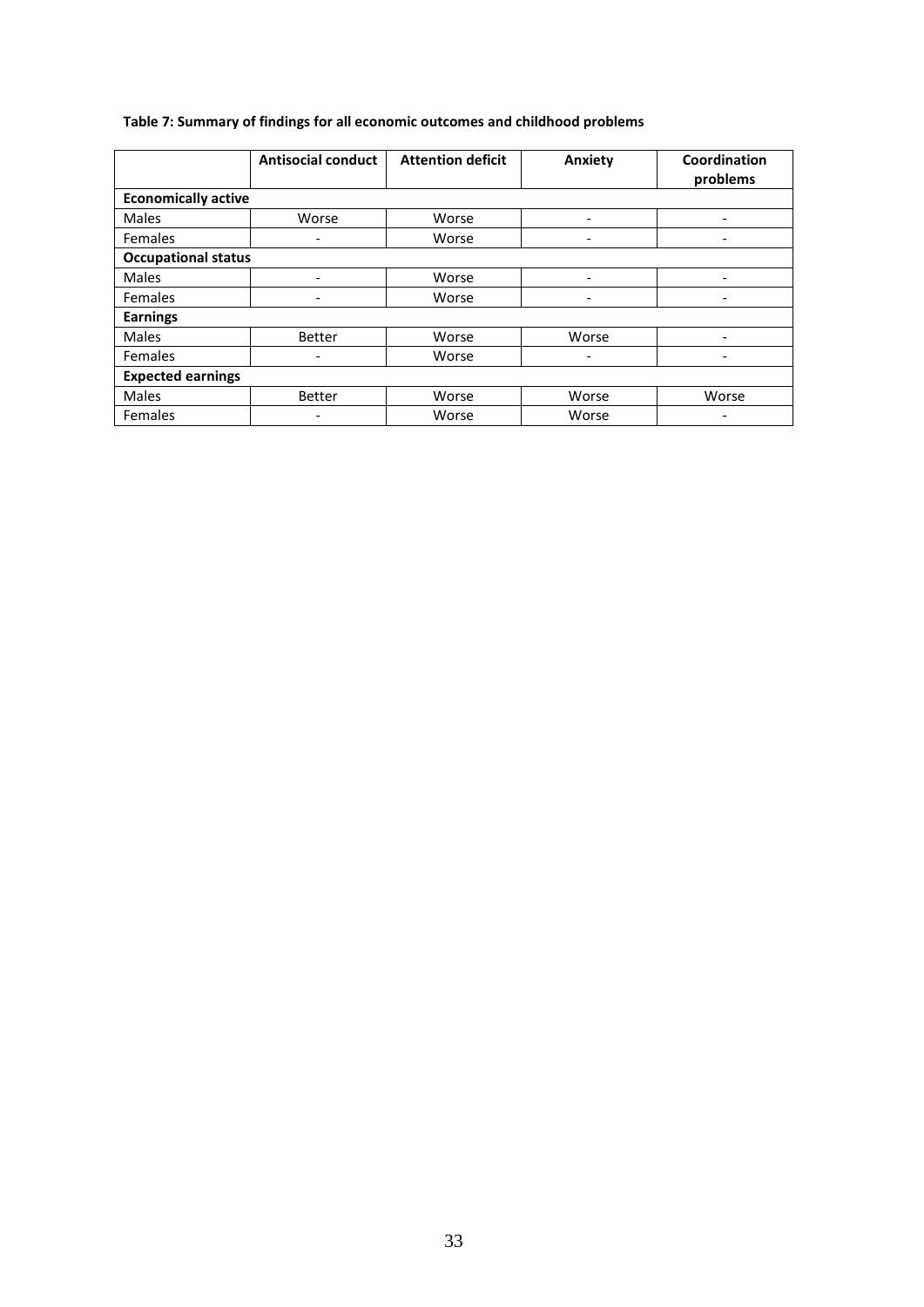**Table 7: Summary of findings for all economic outcomes and childhood problems**

| | Antisocial conduct | Attention deficit | Anxiety | Coordination problems |
|---|---|---|---|---|
| **Economically active** | | | | |
| Males | Worse | Worse | - | - |
| Females | - | Worse | - | - |
| **Occupational status** | | | | |
| Males | - | Worse | - | - |
| Females | - | Worse | - | - |
| **Earnings** | | | | |
| Males | Better | Worse | Worse | - |
| Females | - | Worse | - | - |
| **Expected earnings** | | | | |
| Males | Better | Worse | Worse | Worse |
| Females | - | Worse | Worse | - |